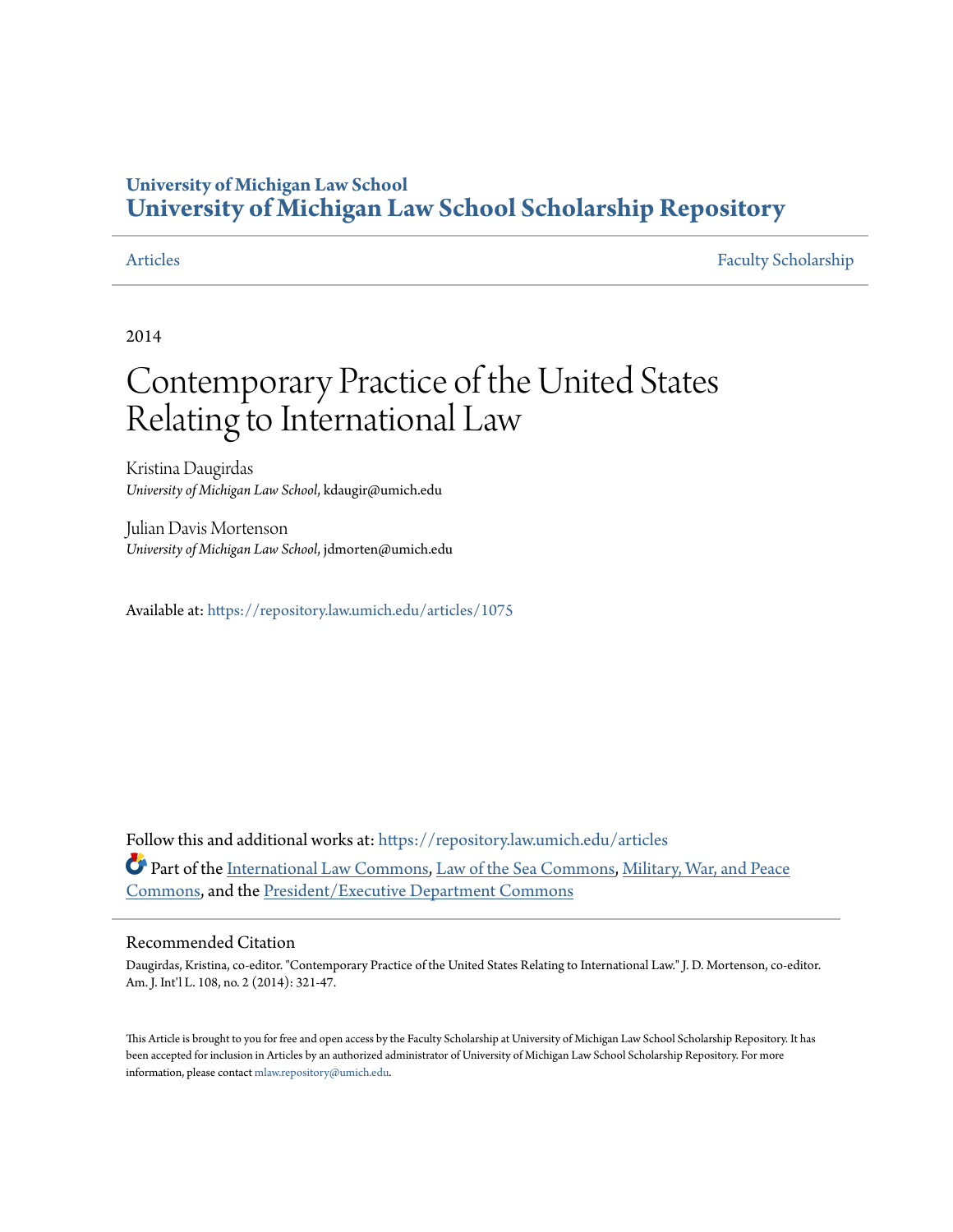**University of Michigan Law School**
# University of Michigan Law School Scholarship Repository

Articles | Faculty Scholarship

2014

# Contemporary Practice of the United States Relating to International Law

Kristina Daugirdas
*University of Michigan Law School*, kdaugir@umich.edu

Julian Davis Mortenson
*University of Michigan Law School*, jdmorten@umich.edu

Available at: https://repository.law.umich.edu/articles/1075

Follow this and additional works at: https://repository.law.umich.edu/articles

Part of the International Law Commons, Law of the Sea Commons, Military, War, and Peace Commons, and the President/Executive Department Commons

## Recommended Citation

Daugirdas, Kristina, co-editor. "Contemporary Practice of the United States Relating to International Law." J. D. Mortenson, co-editor. Am. J. Int'l L. 108, no. 2 (2014): 321-47.

This Article is brought to you for free and open access by the Faculty Scholarship at University of Michigan Law School Scholarship Repository. It has been accepted for inclusion in Articles by an authorized administrator of University of Michigan Law School Scholarship Repository. For more information, please contact mlaw.repository@umich.edu.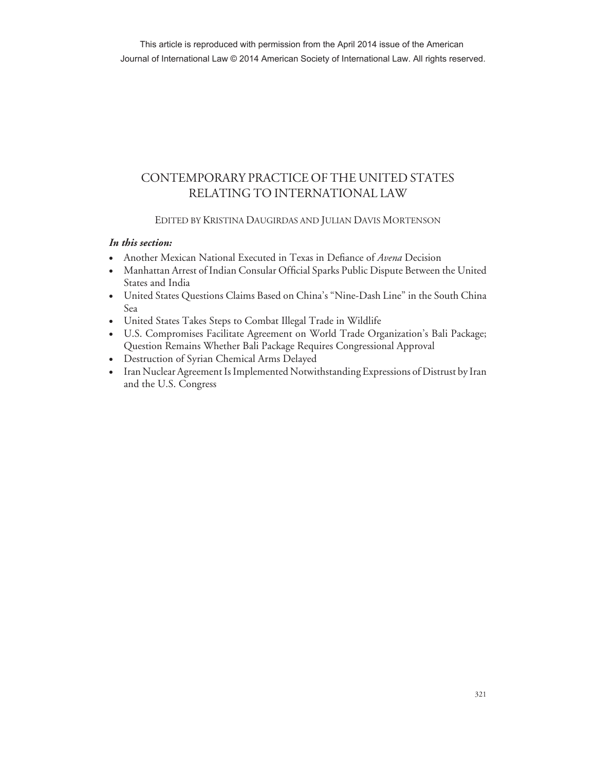This article is reproduced with permission from the April 2014 issue of the American Journal of International Law © 2014 American Society of International Law. All rights reserved.

# CONTEMPORARY PRACTICE OF THE UNITED STATES RELATING TO INTERNATIONAL LAW

EDITED BY KRISTINA DAUGIRDAS AND JULIAN DAVIS MORTENSON

***In this section:***

- Another Mexican National Executed in Texas in Defiance of *Avena* Decision
- Manhattan Arrest of Indian Consular Official Sparks Public Dispute Between the United States and India
- United States Questions Claims Based on China's "Nine-Dash Line" in the South China Sea
- United States Takes Steps to Combat Illegal Trade in Wildlife
- U.S. Compromises Facilitate Agreement on World Trade Organization's Bali Package; Question Remains Whether Bali Package Requires Congressional Approval
- Destruction of Syrian Chemical Arms Delayed
- Iran Nuclear Agreement Is Implemented Notwithstanding Expressions of Distrust by Iran and the U.S. Congress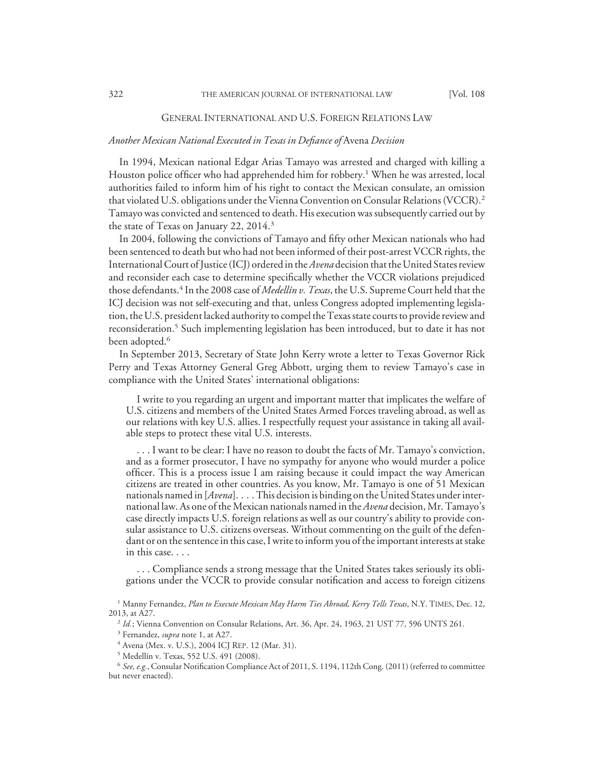## GENERAL INTERNATIONAL AND U.S. FOREIGN RELATIONS LAW

### *Another Mexican National Executed in Texas in Defiance of* Avena *Decision*

In 1994, Mexican national Edgar Arias Tamayo was arrested and charged with killing a Houston police officer who had apprehended him for robbery.[1] When he was arrested, local authorities failed to inform him of his right to contact the Mexican consulate, an omission that violated U.S. obligations under the Vienna Convention on Consular Relations (VCCR).[2] Tamayo was convicted and sentenced to death. His execution was subsequently carried out by the state of Texas on January 22, 2014.[3]

In 2004, following the convictions of Tamayo and fifty other Mexican nationals who had been sentenced to death but who had not been informed of their post-arrest VCCR rights, the International Court of Justice (ICJ) ordered in the *Avena* decision that the United States review and reconsider each case to determine specifically whether the VCCR violations prejudiced those defendants.[4] In the 2008 case of *Medellín v. Texas*, the U.S. Supreme Court held that the ICJ decision was not self-executing and that, unless Congress adopted implementing legislation, the U.S. president lacked authority to compel the Texas state courts to provide review and reconsideration.[5] Such implementing legislation has been introduced, but to date it has not been adopted.[6]

In September 2013, Secretary of State John Kerry wrote a letter to Texas Governor Rick Perry and Texas Attorney General Greg Abbott, urging them to review Tamayo's case in compliance with the United States' international obligations:

> I write to you regarding an urgent and important matter that implicates the welfare of U.S. citizens and members of the United States Armed Forces traveling abroad, as well as our relations with key U.S. allies. I respectfully request your assistance in taking all available steps to protect these vital U.S. interests.
>
> . . . I want to be clear: I have no reason to doubt the facts of Mr. Tamayo's conviction, and as a former prosecutor, I have no sympathy for anyone who would murder a police officer. This is a process issue I am raising because it could impact the way American citizens are treated in other countries. As you know, Mr. Tamayo is one of 51 Mexican nationals named in [*Avena*]. . . . This decision is binding on the United States under international law. As one of the Mexican nationals named in the *Avena* decision, Mr. Tamayo's case directly impacts U.S. foreign relations as well as our country's ability to provide consular assistance to U.S. citizens overseas. Without commenting on the guilt of the defendant or on the sentence in this case, I write to inform you of the important interests at stake in this case. . . .
>
> . . . Compliance sends a strong message that the United States takes seriously its obligations under the VCCR to provide consular notification and access to foreign citizens

[1] Manny Fernandez, *Plan to Execute Mexican May Harm Ties Abroad, Kerry Tells Texas*, N.Y. TIMES, Dec. 12, 2013, at A27.

[2] *Id.*; Vienna Convention on Consular Relations, Art. 36, Apr. 24, 1963, 21 UST 77, 596 UNTS 261.

[3] Fernandez, *supra* note 1, at A27.

[4] Avena (Mex. v. U.S.), 2004 ICJ REP. 12 (Mar. 31).

[5] Medellín v. Texas, 552 U.S. 491 (2008).

[6] *See, e.g.*, Consular Notification Compliance Act of 2011, S. 1194, 112th Cong. (2011) (referred to committee but never enacted).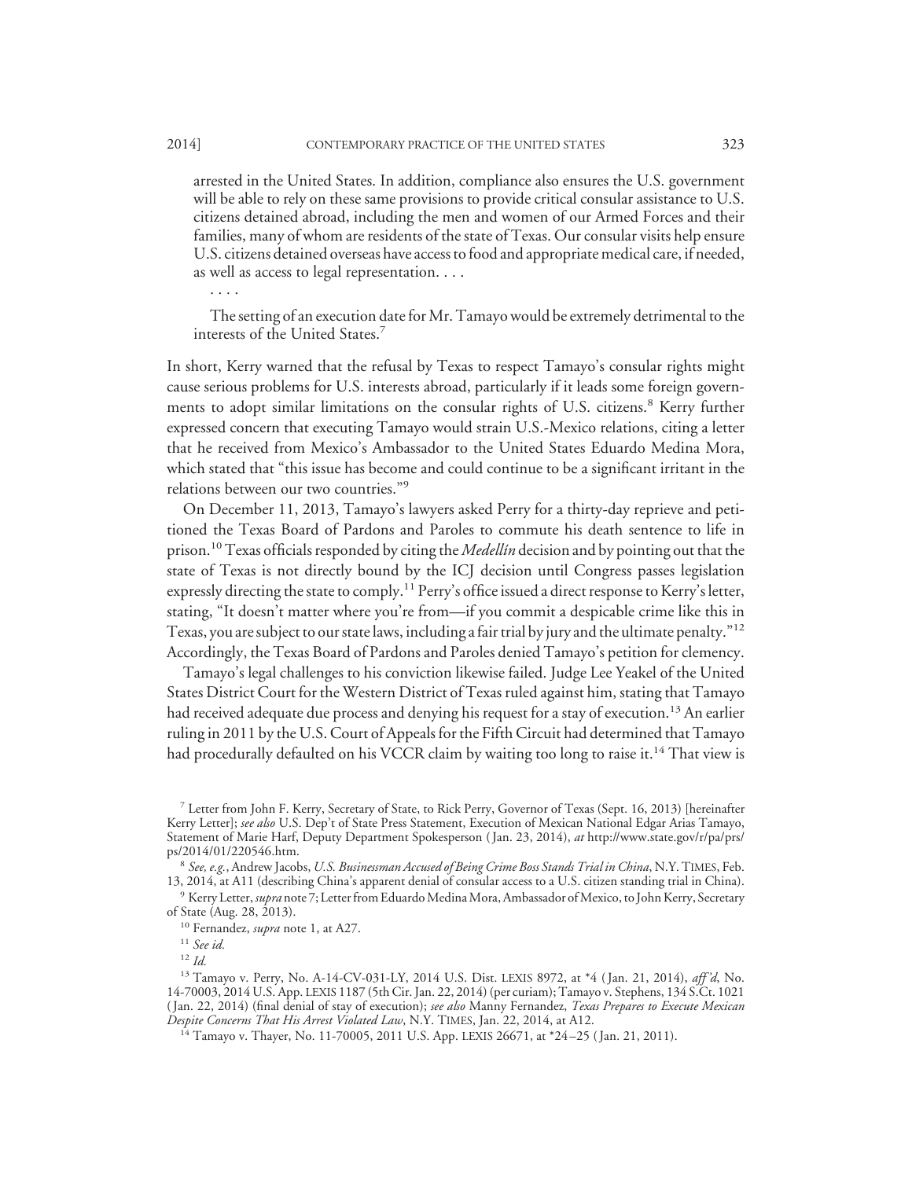arrested in the United States. In addition, compliance also ensures the U.S. government will be able to rely on these same provisions to provide critical consular assistance to U.S. citizens detained abroad, including the men and women of our Armed Forces and their families, many of whom are residents of the state of Texas. Our consular visits help ensure U.S. citizens detained overseas have access to food and appropriate medical care, if needed, as well as access to legal representation. . . .

> . . . .

> The setting of an execution date for Mr. Tamayo would be extremely detrimental to the interests of the United States.[7]

In short, Kerry warned that the refusal by Texas to respect Tamayo's consular rights might cause serious problems for U.S. interests abroad, particularly if it leads some foreign governments to adopt similar limitations on the consular rights of U.S. citizens.[8] Kerry further expressed concern that executing Tamayo would strain U.S.-Mexico relations, citing a letter that he received from Mexico's Ambassador to the United States Eduardo Medina Mora, which stated that "this issue has become and could continue to be a significant irritant in the relations between our two countries."[9]

On December 11, 2013, Tamayo's lawyers asked Perry for a thirty-day reprieve and petitioned the Texas Board of Pardons and Paroles to commute his death sentence to life in prison.[10] Texas officials responded by citing the *Medellín* decision and by pointing out that the state of Texas is not directly bound by the ICJ decision until Congress passes legislation expressly directing the state to comply.[11] Perry's office issued a direct response to Kerry's letter, stating, "It doesn't matter where you're from—if you commit a despicable crime like this in Texas, you are subject to our state laws, including a fair trial by jury and the ultimate penalty."[12] Accordingly, the Texas Board of Pardons and Paroles denied Tamayo's petition for clemency.

Tamayo's legal challenges to his conviction likewise failed. Judge Lee Yeakel of the United States District Court for the Western District of Texas ruled against him, stating that Tamayo had received adequate due process and denying his request for a stay of execution.[13] An earlier ruling in 2011 by the U.S. Court of Appeals for the Fifth Circuit had determined that Tamayo had procedurally defaulted on his VCCR claim by waiting too long to raise it.[14] That view is

---

[7] Letter from John F. Kerry, Secretary of State, to Rick Perry, Governor of Texas (Sept. 16, 2013) [hereinafter Kerry Letter]; *see also* U.S. Dep't of State Press Statement, Execution of Mexican National Edgar Arias Tamayo, Statement of Marie Harf, Deputy Department Spokesperson (Jan. 23, 2014), *at* http://www.state.gov/r/pa/prs/ps/2014/01/220546.htm.

[8] *See, e.g.*, Andrew Jacobs, *U.S. Businessman Accused of Being Crime Boss Stands Trial in China*, N.Y. TIMES, Feb. 13, 2014, at A11 (describing China's apparent denial of consular access to a U.S. citizen standing trial in China).

[9] Kerry Letter, *supra* note 7; Letter from Eduardo Medina Mora, Ambassador of Mexico, to John Kerry, Secretary of State (Aug. 28, 2013).

[10] Fernandez, *supra* note 1, at A27.

[11] *See id.*

[12] *Id.*

[13] Tamayo v. Perry, No. A-14-CV-031-LY, 2014 U.S. Dist. LEXIS 8972, at *4 (Jan. 21, 2014), *aff'd*, No. 14-70003, 2014 U.S. App. LEXIS 1187 (5th Cir. Jan. 22, 2014) (per curiam); Tamayo v. Stephens, 134 S.Ct. 1021 (Jan. 22, 2014) (final denial of stay of execution); *see also* Manny Fernandez, *Texas Prepares to Execute Mexican Despite Concerns That His Arrest Violated Law*, N.Y. TIMES, Jan. 22, 2014, at A12.

[14] Tamayo v. Thayer, No. 11-70005, 2011 U.S. App. LEXIS 26671, at *24–25 (Jan. 21, 2011).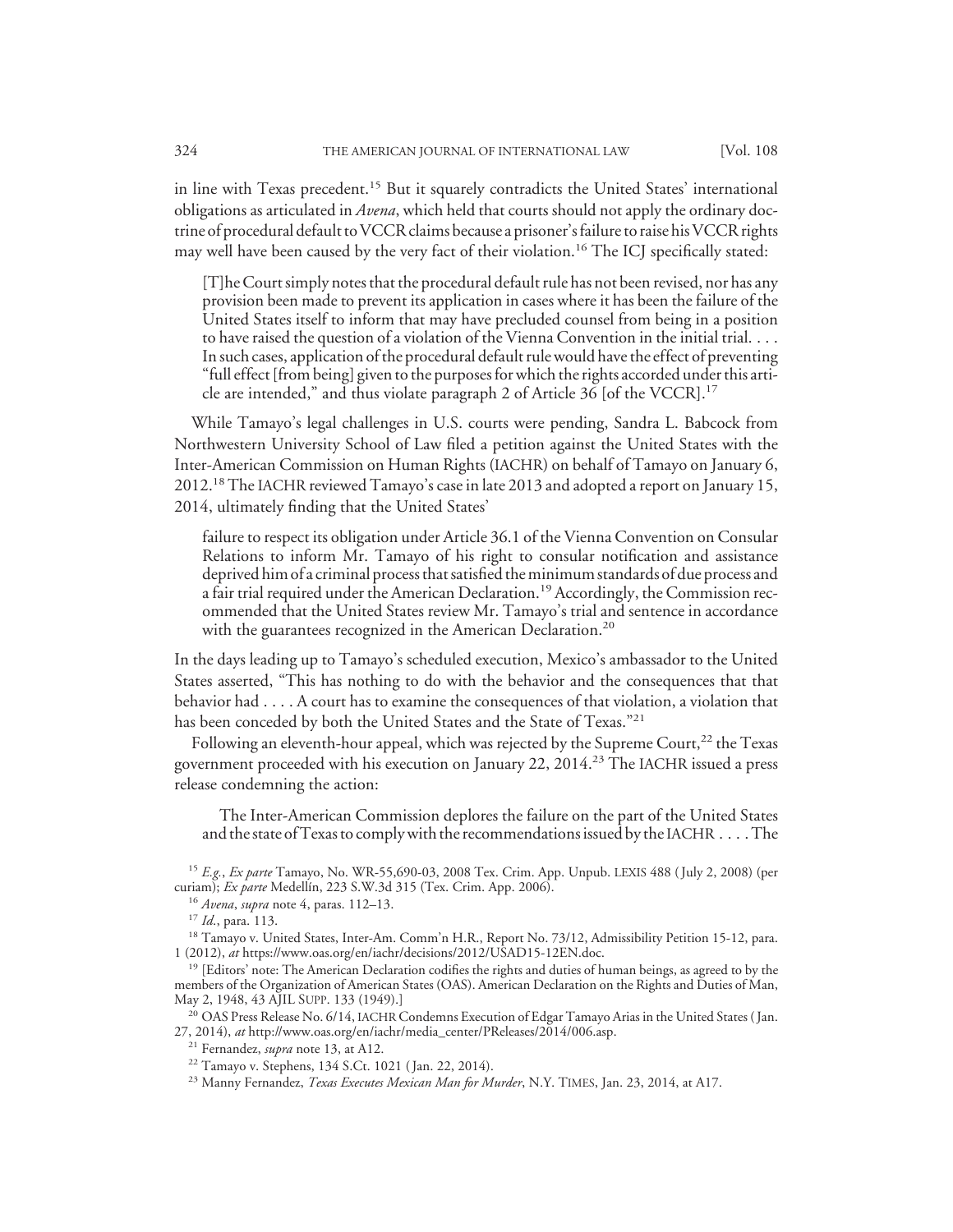in line with Texas precedent.[15] But it squarely contradicts the United States' international obligations as articulated in *Avena*, which held that courts should not apply the ordinary doctrine of procedural default to VCCR claims because a prisoner's failure to raise his VCCR rights may well have been caused by the very fact of their violation.[16] The ICJ specifically stated:

> [T]he Court simply notes that the procedural default rule has not been revised, nor has any provision been made to prevent its application in cases where it has been the failure of the United States itself to inform that may have precluded counsel from being in a position to have raised the question of a violation of the Vienna Convention in the initial trial. . . . In such cases, application of the procedural default rule would have the effect of preventing "full effect [from being] given to the purposes for which the rights accorded under this article are intended," and thus violate paragraph 2 of Article 36 [of the VCCR].[17]

While Tamayo's legal challenges in U.S. courts were pending, Sandra L. Babcock from Northwestern University School of Law filed a petition against the United States with the Inter-American Commission on Human Rights (IACHR) on behalf of Tamayo on January 6, 2012.[18] The IACHR reviewed Tamayo's case in late 2013 and adopted a report on January 15, 2014, ultimately finding that the United States'

> failure to respect its obligation under Article 36.1 of the Vienna Convention on Consular Relations to inform Mr. Tamayo of his right to consular notification and assistance deprived him of a criminal process that satisfied the minimum standards of due process and a fair trial required under the American Declaration.[19] Accordingly, the Commission recommended that the United States review Mr. Tamayo's trial and sentence in accordance with the guarantees recognized in the American Declaration.[20]

In the days leading up to Tamayo's scheduled execution, Mexico's ambassador to the United States asserted, "This has nothing to do with the behavior and the consequences that that behavior had . . . . A court has to examine the consequences of that violation, a violation that has been conceded by both the United States and the State of Texas."[21]

Following an eleventh-hour appeal, which was rejected by the Supreme Court,[22] the Texas government proceeded with his execution on January 22, 2014.[23] The IACHR issued a press release condemning the action:

> The Inter-American Commission deplores the failure on the part of the United States and the state of Texas to comply with the recommendations issued by the IACHR . . . . The

---

[15] *E.g.*, *Ex parte* Tamayo, No. WR-55,690-03, 2008 Tex. Crim. App. Unpub. LEXIS 488 (July 2, 2008) (per curiam); *Ex parte* Medellín, 223 S.W.3d 315 (Tex. Crim. App. 2006).

[16] *Avena*, *supra* note 4, paras. 112–13.

[17] *Id.*, para. 113.

[18] Tamayo v. United States, Inter-Am. Comm'n H.R., Report No. 73/12, Admissibility Petition 15-12, para. 1 (2012), *at* https://www.oas.org/en/iachr/decisions/2012/USAD15-12EN.doc.

[19] [Editors' note: The American Declaration codifies the rights and duties of human beings, as agreed to by the members of the Organization of American States (OAS). American Declaration on the Rights and Duties of Man, May 2, 1948, 43 AJIL SUPP. 133 (1949).]

[20] OAS Press Release No. 6/14, IACHR Condemns Execution of Edgar Tamayo Arias in the United States (Jan. 27, 2014), *at* http://www.oas.org/en/iachr/media_center/PReleases/2014/006.asp.

[21] Fernandez, *supra* note 13, at A12.

[22] Tamayo v. Stephens, 134 S.Ct. 1021 (Jan. 22, 2014).

[23] Manny Fernandez, *Texas Executes Mexican Man for Murder*, N.Y. TIMES, Jan. 23, 2014, at A17.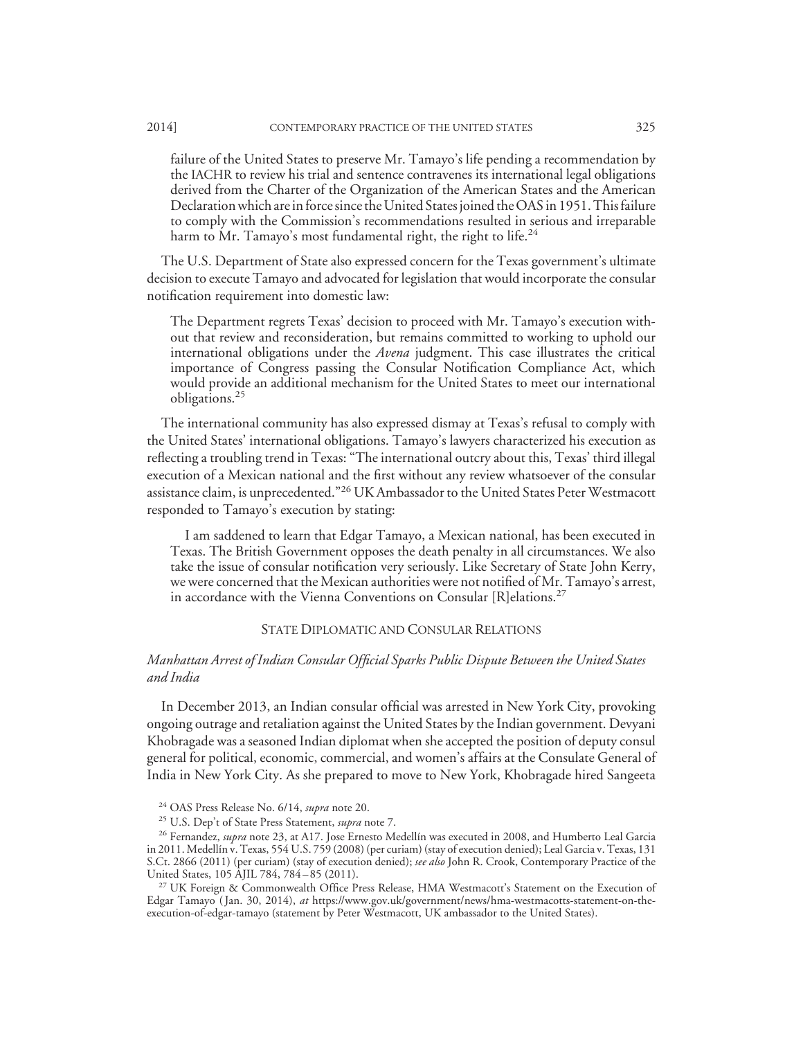failure of the United States to preserve Mr. Tamayo's life pending a recommendation by the IACHR to review his trial and sentence contravenes its international legal obligations derived from the Charter of the Organization of the American States and the American Declaration which are in force since the United States joined the OAS in 1951. This failure to comply with the Commission's recommendations resulted in serious and irreparable harm to Mr. Tamayo's most fundamental right, the right to life.[24]

The U.S. Department of State also expressed concern for the Texas government's ultimate decision to execute Tamayo and advocated for legislation that would incorporate the consular notification requirement into domestic law:

> The Department regrets Texas' decision to proceed with Mr. Tamayo's execution without that review and reconsideration, but remains committed to working to uphold our international obligations under the *Avena* judgment. This case illustrates the critical importance of Congress passing the Consular Notification Compliance Act, which would provide an additional mechanism for the United States to meet our international obligations.[25]

The international community has also expressed dismay at Texas's refusal to comply with the United States' international obligations. Tamayo's lawyers characterized his execution as reflecting a troubling trend in Texas: "The international outcry about this, Texas' third illegal execution of a Mexican national and the first without any review whatsoever of the consular assistance claim, is unprecedented."[26] UK Ambassador to the United States Peter Westmacott responded to Tamayo's execution by stating:

> I am saddened to learn that Edgar Tamayo, a Mexican national, has been executed in Texas. The British Government opposes the death penalty in all circumstances. We also take the issue of consular notification very seriously. Like Secretary of State John Kerry, we were concerned that the Mexican authorities were not notified of Mr. Tamayo's arrest, in accordance with the Vienna Conventions on Consular [R]elations.[27]

## STATE DIPLOMATIC AND CONSULAR RELATIONS

### *Manhattan Arrest of Indian Consular Official Sparks Public Dispute Between the United States and India*

In December 2013, an Indian consular official was arrested in New York City, provoking ongoing outrage and retaliation against the United States by the Indian government. Devyani Khobragade was a seasoned Indian diplomat when she accepted the position of deputy consul general for political, economic, commercial, and women's affairs at the Consulate General of India in New York City. As she prepared to move to New York, Khobragade hired Sangeeta

---

[24] OAS Press Release No. 6/14, *supra* note 20.

[25] U.S. Dep't of State Press Statement, *supra* note 7.

[26] Fernandez, *supra* note 23, at A17. Jose Ernesto Medellín was executed in 2008, and Humberto Leal Garcia in 2011. Medellín v. Texas, 554 U.S. 759 (2008) (per curiam) (stay of execution denied); Leal Garcia v. Texas, 131 S.Ct. 2866 (2011) (per curiam) (stay of execution denied); *see also* John R. Crook, Contemporary Practice of the United States, 105 AJIL 784, 784–85 (2011).

[27] UK Foreign & Commonwealth Office Press Release, HMA Westmacott's Statement on the Execution of Edgar Tamayo (Jan. 30, 2014), *at* https://www.gov.uk/government/news/hma-westmacotts-statement-on-the-execution-of-edgar-tamayo (statement by Peter Westmacott, UK ambassador to the United States).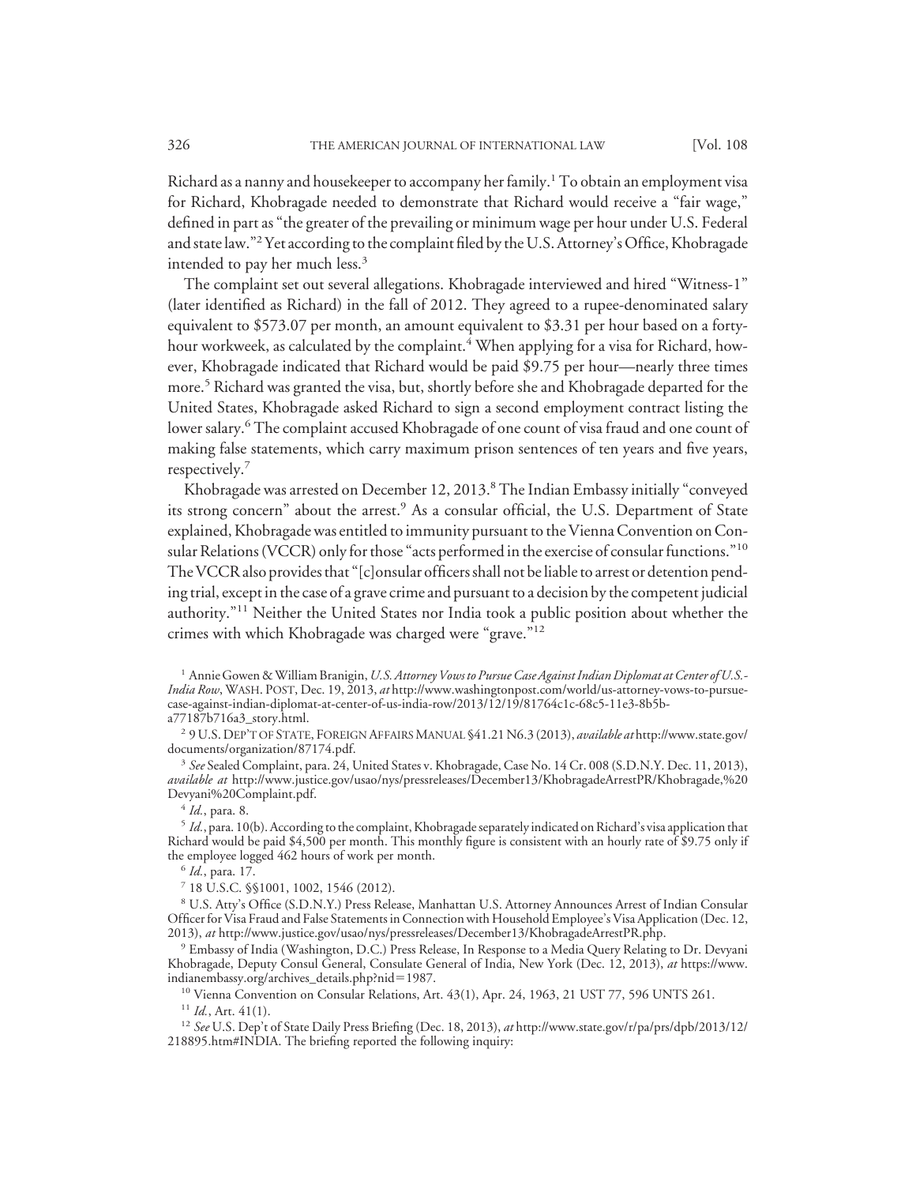Richard as a nanny and housekeeper to accompany her family.[1] To obtain an employment visa for Richard, Khobragade needed to demonstrate that Richard would receive a "fair wage," defined in part as "the greater of the prevailing or minimum wage per hour under U.S. Federal and state law."[2] Yet according to the complaint filed by the U.S. Attorney's Office, Khobragade intended to pay her much less.[3]

The complaint set out several allegations. Khobragade interviewed and hired "Witness-1" (later identified as Richard) in the fall of 2012. They agreed to a rupee-denominated salary equivalent to $573.07 per month, an amount equivalent to $3.31 per hour based on a forty-hour workweek, as calculated by the complaint.[4] When applying for a visa for Richard, however, Khobragade indicated that Richard would be paid $9.75 per hour—nearly three times more.[5] Richard was granted the visa, but, shortly before she and Khobragade departed for the United States, Khobragade asked Richard to sign a second employment contract listing the lower salary.[6] The complaint accused Khobragade of one count of visa fraud and one count of making false statements, which carry maximum prison sentences of ten years and five years, respectively.[7]

Khobragade was arrested on December 12, 2013.[8] The Indian Embassy initially "conveyed its strong concern" about the arrest.[9] As a consular official, the U.S. Department of State explained, Khobragade was entitled to immunity pursuant to the Vienna Convention on Consular Relations (VCCR) only for those "acts performed in the exercise of consular functions."[10] The VCCR also provides that "[c]onsular officers shall not be liable to arrest or detention pending trial, except in the case of a grave crime and pursuant to a decision by the competent judicial authority."[11] Neither the United States nor India took a public position about whether the crimes with which Khobragade was charged were "grave."[12]

[1] Annie Gowen & William Branigin, *U.S. Attorney Vows to Pursue Case Against Indian Diplomat at Center of U.S.-India Row*, WASH. POST, Dec. 19, 2013, *at* http://www.washingtonpost.com/world/us-attorney-vows-to-pursue-case-against-indian-diplomat-at-center-of-us-india-row/2013/12/19/81764c1c-68c5-11e3-8b5b-a77187b716a3_story.html.

[2] 9 U.S. DEP'T OF STATE, FOREIGN AFFAIRS MANUAL §41.21 N6.3 (2013), *available at* http://www.state.gov/documents/organization/87174.pdf.

[3] *See* Sealed Complaint, para. 24, United States v. Khobragade, Case No. 14 Cr. 008 (S.D.N.Y. Dec. 11, 2013), *available at* http://www.justice.gov/usao/nys/pressreleases/December13/KhobragadeArrestPR/Khobragade,%20Devyani%20Complaint.pdf.

[4] *Id.*, para. 8.

[5] *Id.*, para. 10(b). According to the complaint, Khobragade separately indicated on Richard's visa application that Richard would be paid $4,500 per month. This monthly figure is consistent with an hourly rate of $9.75 only if the employee logged 462 hours of work per month.

[6] *Id.*, para. 17.

[7] 18 U.S.C. §§1001, 1002, 1546 (2012).

[8] U.S. Atty's Office (S.D.N.Y.) Press Release, Manhattan U.S. Attorney Announces Arrest of Indian Consular Officer for Visa Fraud and False Statements in Connection with Household Employee's Visa Application (Dec. 12, 2013), *at* http://www.justice.gov/usao/nys/pressreleases/December13/KhobragadeArrestPR.php.

[9] Embassy of India (Washington, D.C.) Press Release, In Response to a Media Query Relating to Dr. Devyani Khobragade, Deputy Consul General, Consulate General of India, New York (Dec. 12, 2013), *at* https://www.indianembassy.org/archives_details.php?nid=1987.

[10] Vienna Convention on Consular Relations, Art. 43(1), Apr. 24, 1963, 21 UST 77, 596 UNTS 261.

[11] *Id.*, Art. 41(1).

[12] *See* U.S. Dep't of State Daily Press Briefing (Dec. 18, 2013), *at* http://www.state.gov/r/pa/prs/dpb/2013/12/218895.htm#INDIA. The briefing reported the following inquiry: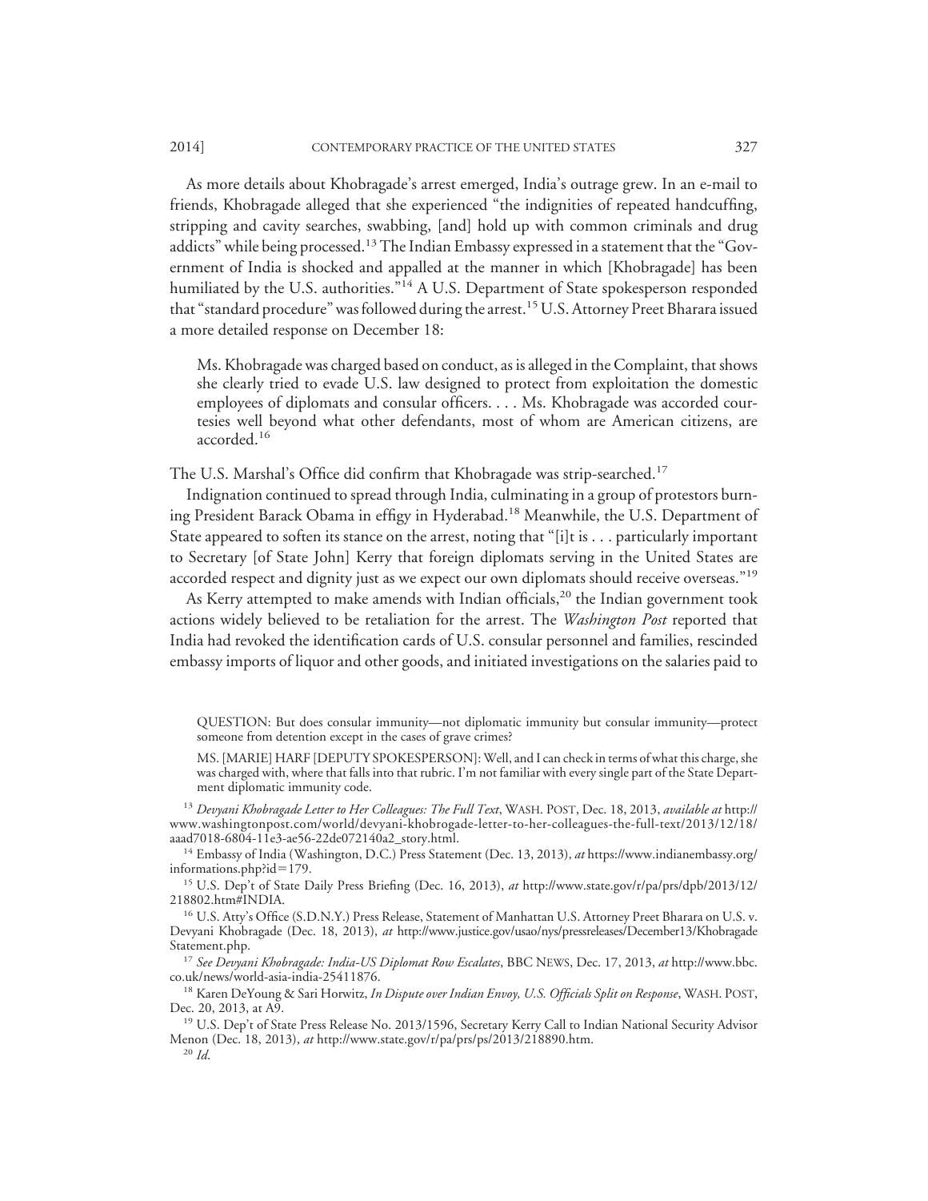As more details about Khobragade's arrest emerged, India's outrage grew. In an e-mail to friends, Khobragade alleged that she experienced "the indignities of repeated handcuffing, stripping and cavity searches, swabbing, [and] hold up with common criminals and drug addicts" while being processed.[13] The Indian Embassy expressed in a statement that the "Government of India is shocked and appalled at the manner in which [Khobragade] has been humiliated by the U.S. authorities."[14] A U.S. Department of State spokesperson responded that "standard procedure" was followed during the arrest.[15] U.S. Attorney Preet Bharara issued a more detailed response on December 18:

> Ms. Khobragade was charged based on conduct, as is alleged in the Complaint, that shows she clearly tried to evade U.S. law designed to protect from exploitation the domestic employees of diplomats and consular officers. . . . Ms. Khobragade was accorded courtesies well beyond what other defendants, most of whom are American citizens, are accorded.[16]

The U.S. Marshal's Office did confirm that Khobragade was strip-searched.[17]

Indignation continued to spread through India, culminating in a group of protestors burning President Barack Obama in effigy in Hyderabad.[18] Meanwhile, the U.S. Department of State appeared to soften its stance on the arrest, noting that "[i]t is . . . particularly important to Secretary [of State John] Kerry that foreign diplomats serving in the United States are accorded respect and dignity just as we expect our own diplomats should receive overseas."[19]

As Kerry attempted to make amends with Indian officials,[20] the Indian government took actions widely believed to be retaliation for the arrest. The *Washington Post* reported that India had revoked the identification cards of U.S. consular personnel and families, rescinded embassy imports of liquor and other goods, and initiated investigations on the salaries paid to

---

QUESTION: But does consular immunity—not diplomatic immunity but consular immunity—protect someone from detention except in the cases of grave crimes?

MS. [MARIE] HARF [DEPUTY SPOKESPERSON]: Well, and I can check in terms of what this charge, she was charged with, where that falls into that rubric. I'm not familiar with every single part of the State Department diplomatic immunity code.

[13] *Devyani Khobragade Letter to Her Colleagues: The Full Text*, WASH. POST, Dec. 18, 2013, *available at* http://www.washingtonpost.com/world/devyani-khobrogade-letter-to-her-colleagues-the-full-text/2013/12/18/aaad7018-6804-11e3-ae56-22de072140a2_story.html.

[14] Embassy of India (Washington, D.C.) Press Statement (Dec. 13, 2013), *at* https://www.indianembassy.org/informations.php?id=179.

[15] U.S. Dep't of State Daily Press Briefing (Dec. 16, 2013), *at* http://www.state.gov/r/pa/prs/dpb/2013/12/218802.htm#INDIA.

[16] U.S. Atty's Office (S.D.N.Y.) Press Release, Statement of Manhattan U.S. Attorney Preet Bharara on U.S. v. Devyani Khobragade (Dec. 18, 2013), *at* http://www.justice.gov/usao/nys/pressreleases/December13/KhobragadeStatement.php.

[17] *See Devyani Khobragade: India-US Diplomat Row Escalates*, BBC NEWS, Dec. 17, 2013, *at* http://www.bbc.co.uk/news/world-asia-india-25411876.

[18] Karen DeYoung & Sari Horwitz, *In Dispute over Indian Envoy, U.S. Officials Split on Response*, WASH. POST, Dec. 20, 2013, at A9.

[19] U.S. Dep't of State Press Release No. 2013/1596, Secretary Kerry Call to Indian National Security Advisor Menon (Dec. 18, 2013), *at* http://www.state.gov/r/pa/prs/ps/2013/218890.htm.

[20] *Id.*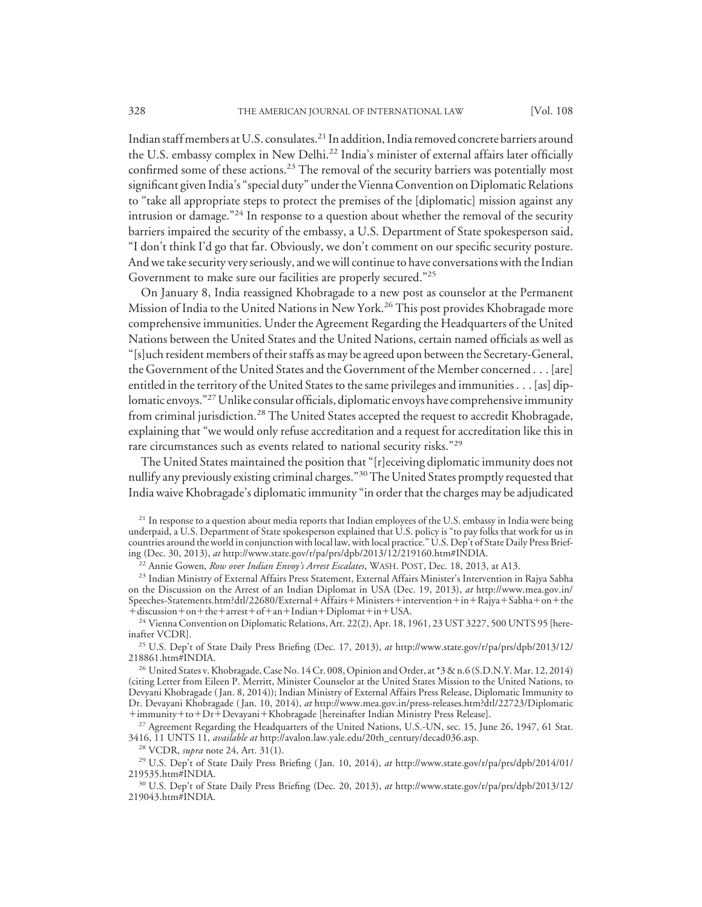Indian staff members at U.S. consulates.[21] In addition, India removed concrete barriers around the U.S. embassy complex in New Delhi.[22] India's minister of external affairs later officially confirmed some of these actions.[23] The removal of the security barriers was potentially most significant given India's "special duty" under the Vienna Convention on Diplomatic Relations to "take all appropriate steps to protect the premises of the [diplomatic] mission against any intrusion or damage."[24] In response to a question about whether the removal of the security barriers impaired the security of the embassy, a U.S. Department of State spokesperson said, "I don't think I'd go that far. Obviously, we don't comment on our specific security posture. And we take security very seriously, and we will continue to have conversations with the Indian Government to make sure our facilities are properly secured."[25]

On January 8, India reassigned Khobragade to a new post as counselor at the Permanent Mission of India to the United Nations in New York.[26] This post provides Khobragade more comprehensive immunities. Under the Agreement Regarding the Headquarters of the United Nations between the United States and the United Nations, certain named officials as well as "[s]uch resident members of their staffs as may be agreed upon between the Secretary-General, the Government of the United States and the Government of the Member concerned . . . [are] entitled in the territory of the United States to the same privileges and immunities . . . [as] diplomatic envoys."[27] Unlike consular officials, diplomatic envoys have comprehensive immunity from criminal jurisdiction.[28] The United States accepted the request to accredit Khobragade, explaining that "we would only refuse accreditation and a request for accreditation like this in rare circumstances such as events related to national security risks."[29]

The United States maintained the position that "[r]eceiving diplomatic immunity does not nullify any previously existing criminal charges."[30] The United States promptly requested that India waive Khobragade's diplomatic immunity "in order that the charges may be adjudicated

[21] In response to a question about media reports that Indian employees of the U.S. embassy in India were being underpaid, a U.S. Department of State spokesperson explained that U.S. policy is "to pay folks that work for us in countries around the world in conjunction with local law, with local practice." U.S. Dep't of State Daily Press Briefing (Dec. 30, 2013), *at* http://www.state.gov/r/pa/prs/dpb/2013/12/219160.htm#INDIA.

[22] Annie Gowen, *Row over Indian Envoy's Arrest Escalates*, WASH. POST, Dec. 18, 2013, at A13.

[23] Indian Ministry of External Affairs Press Statement, External Affairs Minister's Intervention in Rajya Sabha on the Discussion on the Arrest of an Indian Diplomat in USA (Dec. 19, 2013), *at* http://www.mea.gov.in/Speeches-Statements.htm?dtl/22680/External+Affairs+Ministers+intervention+in+Rajya+Sabha+on+the+discussion+on+the+arrest+of+an+Indian+Diplomat+in+USA.

[24] Vienna Convention on Diplomatic Relations, Art. 22(2), Apr. 18, 1961, 23 UST 3227, 500 UNTS 95 [hereinafter VCDR].

[25] U.S. Dep't of State Daily Press Briefing (Dec. 17, 2013), *at* http://www.state.gov/r/pa/prs/dpb/2013/12/218861.htm#INDIA.

[26] United States v. Khobragade, Case No. 14 Cr. 008, Opinion and Order, at *3 & n.6 (S.D.N.Y. Mar. 12, 2014) (citing Letter from Eileen P. Merritt, Minister Counselor at the United States Mission to the United Nations, to Devyani Khobragade (Jan. 8, 2014)); Indian Ministry of External Affairs Press Release, Diplomatic Immunity to Dr. Devayani Khobragade (Jan. 10, 2014), *at* http://www.mea.gov.in/press-releases.htm?dtl/22723/Diplomatic+immunity+to+Dr+Devayani+Khobragade [hereinafter Indian Ministry Press Release].

[27] Agreement Regarding the Headquarters of the United Nations, U.S.-UN, sec. 15, June 26, 1947, 61 Stat. 3416, 11 UNTS 11, *available at* http://avalon.law.yale.edu/20th_century/decad036.asp.

[28] VCDR, *supra* note 24, Art. 31(1).

[29] U.S. Dep't of State Daily Press Briefing (Jan. 10, 2014), *at* http://www.state.gov/r/pa/prs/dpb/2014/01/219535.htm#INDIA.

[30] U.S. Dep't of State Daily Press Briefing (Dec. 20, 2013), *at* http://www.state.gov/r/pa/prs/dpb/2013/12/219043.htm#INDIA.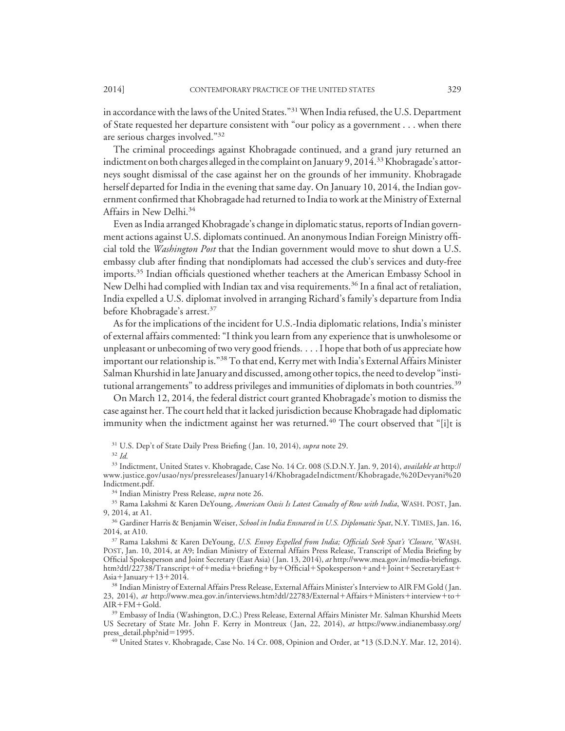in accordance with the laws of the United States."[31] When India refused, the U.S. Department of State requested her departure consistent with "our policy as a government . . . when there are serious charges involved."[32]

The criminal proceedings against Khobragade continued, and a grand jury returned an indictment on both charges alleged in the complaint on January 9, 2014.[33] Khobragade's attorneys sought dismissal of the case against her on the grounds of her immunity. Khobragade herself departed for India in the evening that same day. On January 10, 2014, the Indian government confirmed that Khobragade had returned to India to work at the Ministry of External Affairs in New Delhi.[34]

Even as India arranged Khobragade's change in diplomatic status, reports of Indian government actions against U.S. diplomats continued. An anonymous Indian Foreign Ministry official told the *Washington Post* that the Indian government would move to shut down a U.S. embassy club after finding that nondiplomats had accessed the club's services and duty-free imports.[35] Indian officials questioned whether teachers at the American Embassy School in New Delhi had complied with Indian tax and visa requirements.[36] In a final act of retaliation, India expelled a U.S. diplomat involved in arranging Richard's family's departure from India before Khobragade's arrest.[37]

As for the implications of the incident for U.S.-India diplomatic relations, India's minister of external affairs commented: "I think you learn from any experience that is unwholesome or unpleasant or unbecoming of two very good friends. . . . I hope that both of us appreciate how important our relationship is."[38] To that end, Kerry met with India's External Affairs Minister Salman Khurshid in late January and discussed, among other topics, the need to develop "institutional arrangements" to address privileges and immunities of diplomats in both countries.[39]

On March 12, 2014, the federal district court granted Khobragade's motion to dismiss the case against her. The court held that it lacked jurisdiction because Khobragade had diplomatic immunity when the indictment against her was returned.[40] The court observed that "[i]t is

---

[31] U.S. Dep't of State Daily Press Briefing (Jan. 10, 2014), *supra* note 29.

[32] *Id.*

[33] Indictment, United States v. Khobragade, Case No. 14 Cr. 008 (S.D.N.Y. Jan. 9, 2014), *available at* http://www.justice.gov/usao/nys/pressreleases/January14/KhobragadeIndictment/Khobragade,%20Devyani%20Indictment.pdf.

[34] Indian Ministry Press Release, *supra* note 26.

[35] Rama Lakshmi & Karen DeYoung, *American Oasis Is Latest Casualty of Row with India*, WASH. POST, Jan. 9, 2014, at A1.

[36] Gardiner Harris & Benjamin Weiser, *School in India Ensnared in U.S. Diplomatic Spat*, N.Y. TIMES, Jan. 16, 2014, at A10.

[37] Rama Lakshmi & Karen DeYoung, *U.S. Envoy Expelled from India; Officials Seek Spat's 'Closure,'* WASH. POST, Jan. 10, 2014, at A9; Indian Ministry of External Affairs Press Release, Transcript of Media Briefing by Official Spokesperson and Joint Secretary (East Asia) (Jan. 13, 2014), *at* http://www.mea.gov.in/media-briefings.htm?dtl/22738/Transcript+of+media+briefing+by+Official+Spokesperson+and+Joint+SecretaryEast+Asia+January+13+2014.

[38] Indian Ministry of External Affairs Press Release, External Affairs Minister's Interview to AIR FM Gold (Jan. 23, 2014), *at* http://www.mea.gov.in/interviews.htm?dtl/22783/External+Affairs+Ministers+interview+to+AIR+FM+Gold.

[39] Embassy of India (Washington, D.C.) Press Release, External Affairs Minister Mr. Salman Khurshid Meets US Secretary of State Mr. John F. Kerry in Montreux (Jan, 22, 2014), *at* https://www.indianembassy.org/press_detail.php?nid=1995.

[40] United States v. Khobragade, Case No. 14 Cr. 008, Opinion and Order, at *13 (S.D.N.Y. Mar. 12, 2014).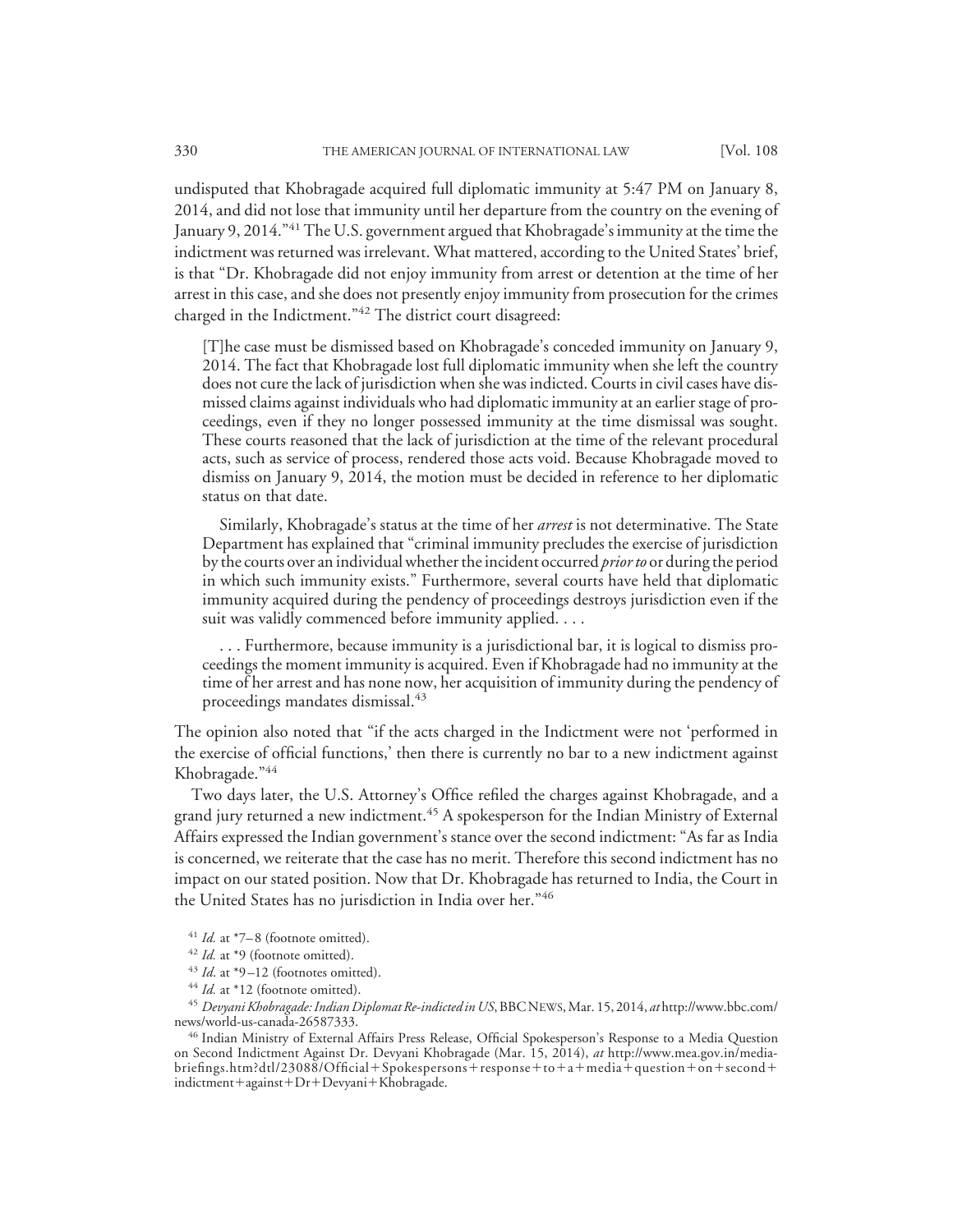undisputed that Khobragade acquired full diplomatic immunity at 5:47 PM on January 8, 2014, and did not lose that immunity until her departure from the country on the evening of January 9, 2014."[41] The U.S. government argued that Khobragade's immunity at the time the indictment was returned was irrelevant. What mattered, according to the United States' brief, is that "Dr. Khobragade did not enjoy immunity from arrest or detention at the time of her arrest in this case, and she does not presently enjoy immunity from prosecution for the crimes charged in the Indictment."[42] The district court disagreed:

> [T]he case must be dismissed based on Khobragade's conceded immunity on January 9, 2014. The fact that Khobragade lost full diplomatic immunity when she left the country does not cure the lack of jurisdiction when she was indicted. Courts in civil cases have dismissed claims against individuals who had diplomatic immunity at an earlier stage of proceedings, even if they no longer possessed immunity at the time dismissal was sought. These courts reasoned that the lack of jurisdiction at the time of the relevant procedural acts, such as service of process, rendered those acts void. Because Khobragade moved to dismiss on January 9, 2014, the motion must be decided in reference to her diplomatic status on that date.
>
> Similarly, Khobragade's status at the time of her *arrest* is not determinative. The State Department has explained that "criminal immunity precludes the exercise of jurisdiction by the courts over an individual whether the incident occurred *prior to* or during the period in which such immunity exists." Furthermore, several courts have held that diplomatic immunity acquired during the pendency of proceedings destroys jurisdiction even if the suit was validly commenced before immunity applied. . . .
>
> . . . Furthermore, because immunity is a jurisdictional bar, it is logical to dismiss proceedings the moment immunity is acquired. Even if Khobragade had no immunity at the time of her arrest and has none now, her acquisition of immunity during the pendency of proceedings mandates dismissal.[43]

The opinion also noted that "if the acts charged in the Indictment were not 'performed in the exercise of official functions,' then there is currently no bar to a new indictment against Khobragade."[44]

Two days later, the U.S. Attorney's Office refiled the charges against Khobragade, and a grand jury returned a new indictment.[45] A spokesperson for the Indian Ministry of External Affairs expressed the Indian government's stance over the second indictment: "As far as India is concerned, we reiterate that the case has no merit. Therefore this second indictment has no impact on our stated position. Now that Dr. Khobragade has returned to India, the Court in the United States has no jurisdiction in India over her."[46]

[41] *Id.* at *7–8 (footnote omitted).

[42] *Id.* at *9 (footnote omitted).

[43] *Id.* at *9–12 (footnotes omitted).

[44] *Id.* at *12 (footnote omitted).

[45] *Devyani Khobragade: Indian Diplomat Re-indicted in US*, BBC NEWS, Mar. 15, 2014, *at* http://www.bbc.com/news/world-us-canada-26587333.

[46] Indian Ministry of External Affairs Press Release, Official Spokesperson's Response to a Media Question on Second Indictment Against Dr. Devyani Khobragade (Mar. 15, 2014), *at* http://www.mea.gov.in/media-briefings.htm?dtl/23088/Official+Spokespersons+response+to+a+media+question+on+second+indictment+against+Dr+Devyani+Khobragade.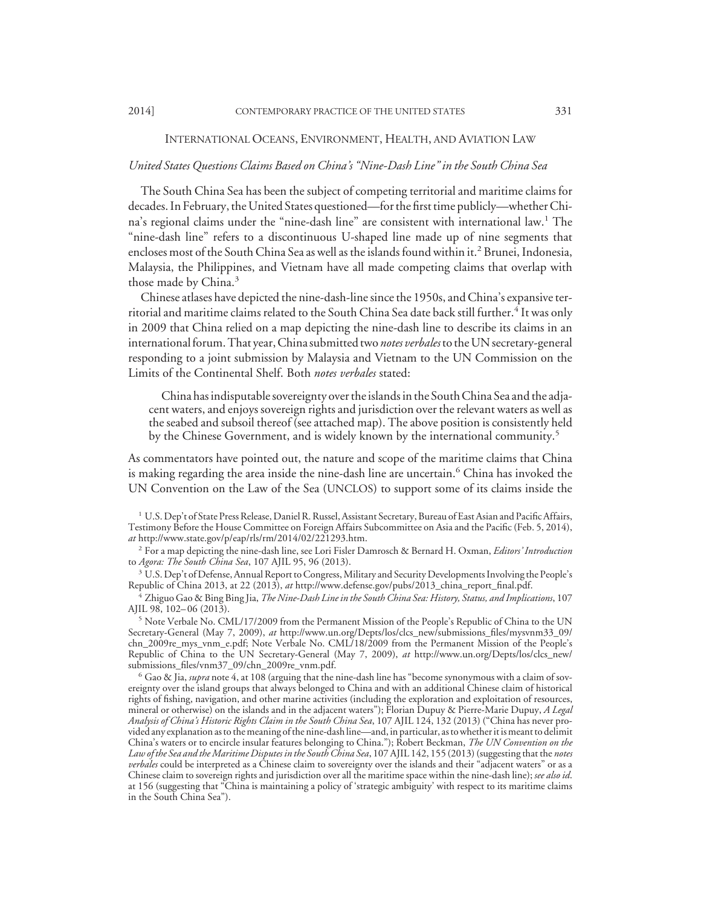## International Oceans, Environment, Health, and Aviation Law

### *United States Questions Claims Based on China's "Nine-Dash Line" in the South China Sea*

The South China Sea has been the subject of competing territorial and maritime claims for decades. In February, the United States questioned—for the first time publicly—whether China's regional claims under the "nine-dash line" are consistent with international law.[1] The "nine-dash line" refers to a discontinuous U-shaped line made up of nine segments that encloses most of the South China Sea as well as the islands found within it.[2] Brunei, Indonesia, Malaysia, the Philippines, and Vietnam have all made competing claims that overlap with those made by China.[3]

Chinese atlases have depicted the nine-dash-line since the 1950s, and China's expansive territorial and maritime claims related to the South China Sea date back still further.[4] It was only in 2009 that China relied on a map depicting the nine-dash line to describe its claims in an international forum. That year, China submitted two *notes verbales* to the UN secretary-general responding to a joint submission by Malaysia and Vietnam to the UN Commission on the Limits of the Continental Shelf. Both *notes verbales* stated:

> China has indisputable sovereignty over the islands in the South China Sea and the adjacent waters, and enjoys sovereign rights and jurisdiction over the relevant waters as well as the seabed and subsoil thereof (see attached map). The above position is consistently held by the Chinese Government, and is widely known by the international community.[5]

As commentators have pointed out, the nature and scope of the maritime claims that China is making regarding the area inside the nine-dash line are uncertain.[6] China has invoked the UN Convention on the Law of the Sea (UNCLOS) to support some of its claims inside the

---

[1] U.S. Dep't of State Press Release, Daniel R. Russel, Assistant Secretary, Bureau of East Asian and Pacific Affairs, Testimony Before the House Committee on Foreign Affairs Subcommittee on Asia and the Pacific (Feb. 5, 2014), *at* http://www.state.gov/p/eap/rls/rm/2014/02/221293.htm.

[2] For a map depicting the nine-dash line, see Lori Fisler Damrosch & Bernard H. Oxman, *Editors' Introduction* to *Agora: The South China Sea*, 107 AJIL 95, 96 (2013).

[3] U.S. Dep't of Defense, Annual Report to Congress, Military and Security Developments Involving the People's Republic of China 2013, at 22 (2013), *at* http://www.defense.gov/pubs/2013_china_report_final.pdf.

[4] Zhiguo Gao & Bing Bing Jia, *The Nine-Dash Line in the South China Sea: History, Status, and Implications*, 107 AJIL 98, 102–06 (2013).

[5] Note Verbale No. CML/17/2009 from the Permanent Mission of the People's Republic of China to the UN Secretary-General (May 7, 2009), *at* http://www.un.org/Depts/los/clcs_new/submissions_files/mysvnm33_09/chn_2009re_mys_vnm_e.pdf; Note Verbale No. CML/18/2009 from the Permanent Mission of the People's Republic of China to the UN Secretary-General (May 7, 2009), *at* http://www.un.org/Depts/los/clcs_new/submissions_files/vnm37_09/chn_2009re_vnm.pdf.

[6] Gao & Jia, *supra* note 4, at 108 (arguing that the nine-dash line has "become synonymous with a claim of sovereignty over the island groups that always belonged to China and with an additional Chinese claim of historical rights of fishing, navigation, and other marine activities (including the exploration and exploitation of resources, mineral or otherwise) on the islands and in the adjacent waters"); Florian Dupuy & Pierre-Marie Dupuy, *A Legal Analysis of China's Historic Rights Claim in the South China Sea*, 107 AJIL 124, 132 (2013) ("China has never provided any explanation as to the meaning of the nine-dash line—and, in particular, as to whether it is meant to delimit China's waters or to encircle insular features belonging to China."); Robert Beckman, *The UN Convention on the Law of the Sea and the Maritime Disputes in the South China Sea*, 107 AJIL 142, 155 (2013) (suggesting that the *notes verbales* could be interpreted as a Chinese claim to sovereignty over the islands and their "adjacent waters" or as a Chinese claim to sovereign rights and jurisdiction over all the maritime space within the nine-dash line); *see also id.* at 156 (suggesting that "China is maintaining a policy of 'strategic ambiguity' with respect to its maritime claims in the South China Sea").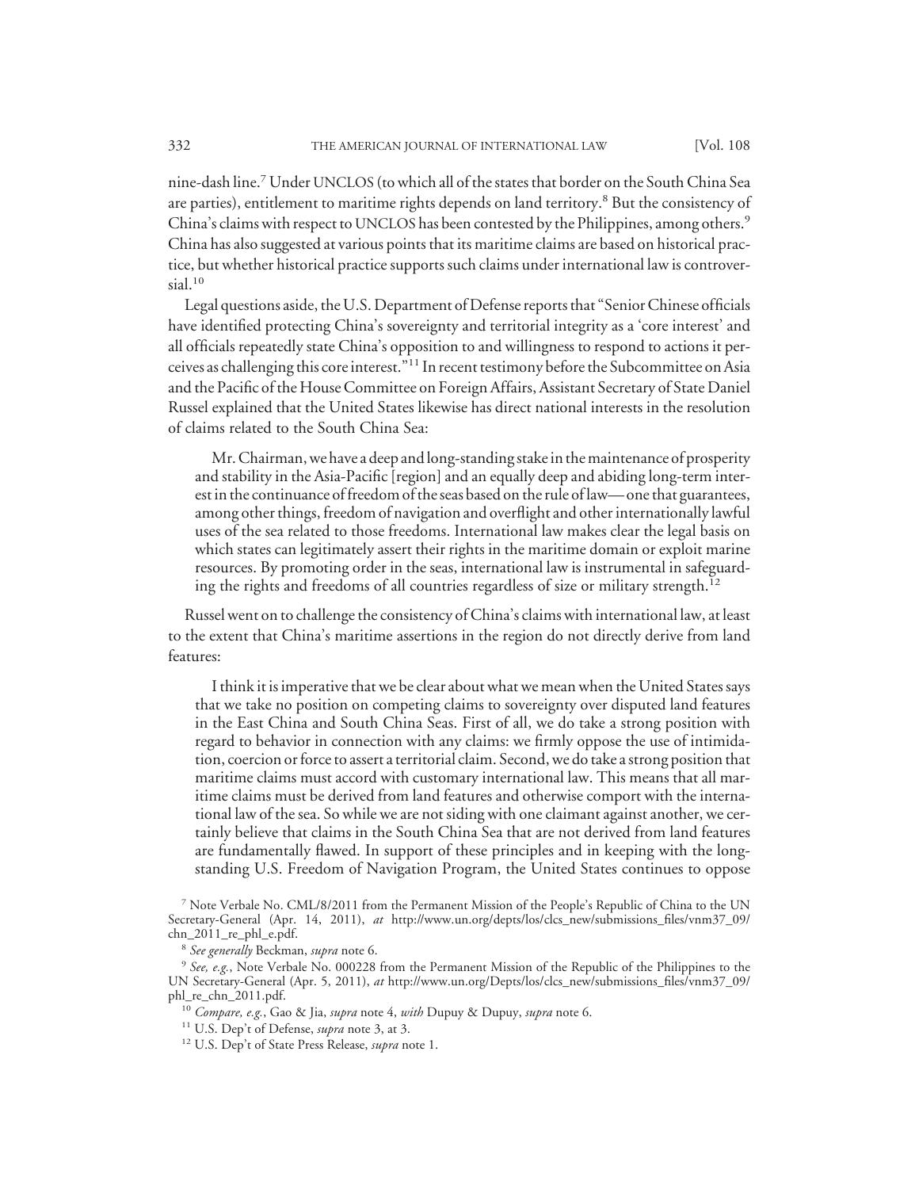nine-dash line.[7] Under UNCLOS (to which all of the states that border on the South China Sea are parties), entitlement to maritime rights depends on land territory.[8] But the consistency of China's claims with respect to UNCLOS has been contested by the Philippines, among others.[9] China has also suggested at various points that its maritime claims are based on historical practice, but whether historical practice supports such claims under international law is controversial.[10]

Legal questions aside, the U.S. Department of Defense reports that "Senior Chinese officials have identified protecting China's sovereignty and territorial integrity as a 'core interest' and all officials repeatedly state China's opposition to and willingness to respond to actions it perceives as challenging this core interest."[11] In recent testimony before the Subcommittee on Asia and the Pacific of the House Committee on Foreign Affairs, Assistant Secretary of State Daniel Russel explained that the United States likewise has direct national interests in the resolution of claims related to the South China Sea:

> Mr. Chairman, we have a deep and long-standing stake in the maintenance of prosperity and stability in the Asia-Pacific [region] and an equally deep and abiding long-term interest in the continuance of freedom of the seas based on the rule of law—one that guarantees, among other things, freedom of navigation and overflight and other internationally lawful uses of the sea related to those freedoms. International law makes clear the legal basis on which states can legitimately assert their rights in the maritime domain or exploit marine resources. By promoting order in the seas, international law is instrumental in safeguarding the rights and freedoms of all countries regardless of size or military strength.[12]

Russel went on to challenge the consistency of China's claims with international law, at least to the extent that China's maritime assertions in the region do not directly derive from land features:

> I think it is imperative that we be clear about what we mean when the United States says that we take no position on competing claims to sovereignty over disputed land features in the East China and South China Seas. First of all, we do take a strong position with regard to behavior in connection with any claims: we firmly oppose the use of intimidation, coercion or force to assert a territorial claim. Second, we do take a strong position that maritime claims must accord with customary international law. This means that all maritime claims must be derived from land features and otherwise comport with the international law of the sea. So while we are not siding with one claimant against another, we certainly believe that claims in the South China Sea that are not derived from land features are fundamentally flawed. In support of these principles and in keeping with the long-standing U.S. Freedom of Navigation Program, the United States continues to oppose

[7] Note Verbale No. CML/8/2011 from the Permanent Mission of the People's Republic of China to the UN Secretary-General (Apr. 14, 2011), *at* http://www.un.org/depts/los/clcs_new/submissions_files/vnm37_09/chn_2011_re_phl_e.pdf.

[8] *See generally* Beckman, *supra* note 6.

[9] *See, e.g.*, Note Verbale No. 000228 from the Permanent Mission of the Republic of the Philippines to the UN Secretary-General (Apr. 5, 2011), *at* http://www.un.org/Depts/los/clcs_new/submissions_files/vnm37_09/phl_re_chn_2011.pdf.

[10] *Compare, e.g.*, Gao & Jia, *supra* note 4, *with* Dupuy & Dupuy, *supra* note 6.

[11] U.S. Dep't of Defense, *supra* note 3, at 3.

[12] U.S. Dep't of State Press Release, *supra* note 1.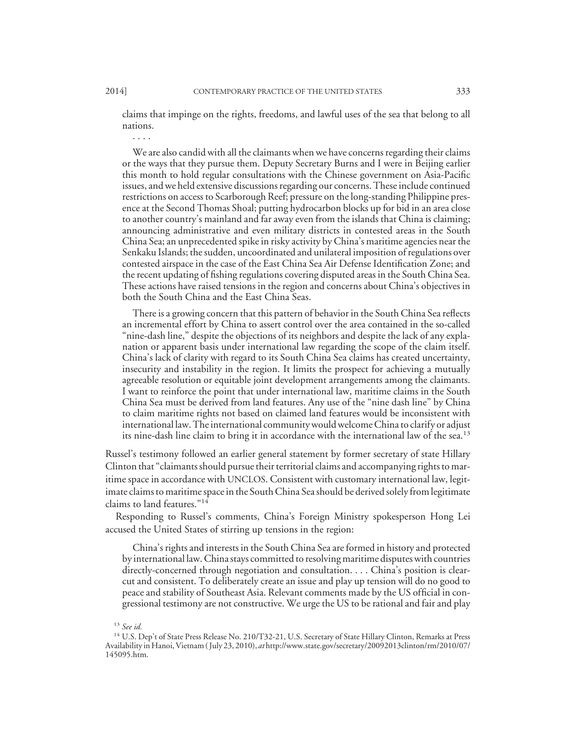claims that impinge on the rights, freedoms, and lawful uses of the sea that belong to all nations.

. . . .

We are also candid with all the claimants when we have concerns regarding their claims or the ways that they pursue them. Deputy Secretary Burns and I were in Beijing earlier this month to hold regular consultations with the Chinese government on Asia-Pacific issues, and we held extensive discussions regarding our concerns. These include continued restrictions on access to Scarborough Reef; pressure on the long-standing Philippine presence at the Second Thomas Shoal; putting hydrocarbon blocks up for bid in an area close to another country's mainland and far away even from the islands that China is claiming; announcing administrative and even military districts in contested areas in the South China Sea; an unprecedented spike in risky activity by China's maritime agencies near the Senkaku Islands; the sudden, uncoordinated and unilateral imposition of regulations over contested airspace in the case of the East China Sea Air Defense Identification Zone; and the recent updating of fishing regulations covering disputed areas in the South China Sea. These actions have raised tensions in the region and concerns about China's objectives in both the South China and the East China Seas.

There is a growing concern that this pattern of behavior in the South China Sea reflects an incremental effort by China to assert control over the area contained in the so-called "nine-dash line," despite the objections of its neighbors and despite the lack of any explanation or apparent basis under international law regarding the scope of the claim itself. China's lack of clarity with regard to its South China Sea claims has created uncertainty, insecurity and instability in the region. It limits the prospect for achieving a mutually agreeable resolution or equitable joint development arrangements among the claimants. I want to reinforce the point that under international law, maritime claims in the South China Sea must be derived from land features. Any use of the "nine dash line" by China to claim maritime rights not based on claimed land features would be inconsistent with international law. The international community would welcome China to clarify or adjust its nine-dash line claim to bring it in accordance with the international law of the sea.[13]

Russel's testimony followed an earlier general statement by former secretary of state Hillary Clinton that "claimants should pursue their territorial claims and accompanying rights to maritime space in accordance with UNCLOS. Consistent with customary international law, legitimate claims to maritime space in the South China Sea should be derived solely from legitimate claims to land features."[14]

Responding to Russel's comments, China's Foreign Ministry spokesperson Hong Lei accused the United States of stirring up tensions in the region:

China's rights and interests in the South China Sea are formed in history and protected by international law. China stays committed to resolving maritime disputes with countries directly-concerned through negotiation and consultation. . . . China's position is clear-cut and consistent. To deliberately create an issue and play up tension will do no good to peace and stability of Southeast Asia. Relevant comments made by the US official in congressional testimony are not constructive. We urge the US to be rational and fair and play

[13] *See id.*

[14] U.S. Dep't of State Press Release No. 210/T32-21, U.S. Secretary of State Hillary Clinton, Remarks at Press Availability in Hanoi, Vietnam (July 23, 2010), *at* http://www.state.gov/secretary/20092013clinton/rm/2010/07/145095.htm.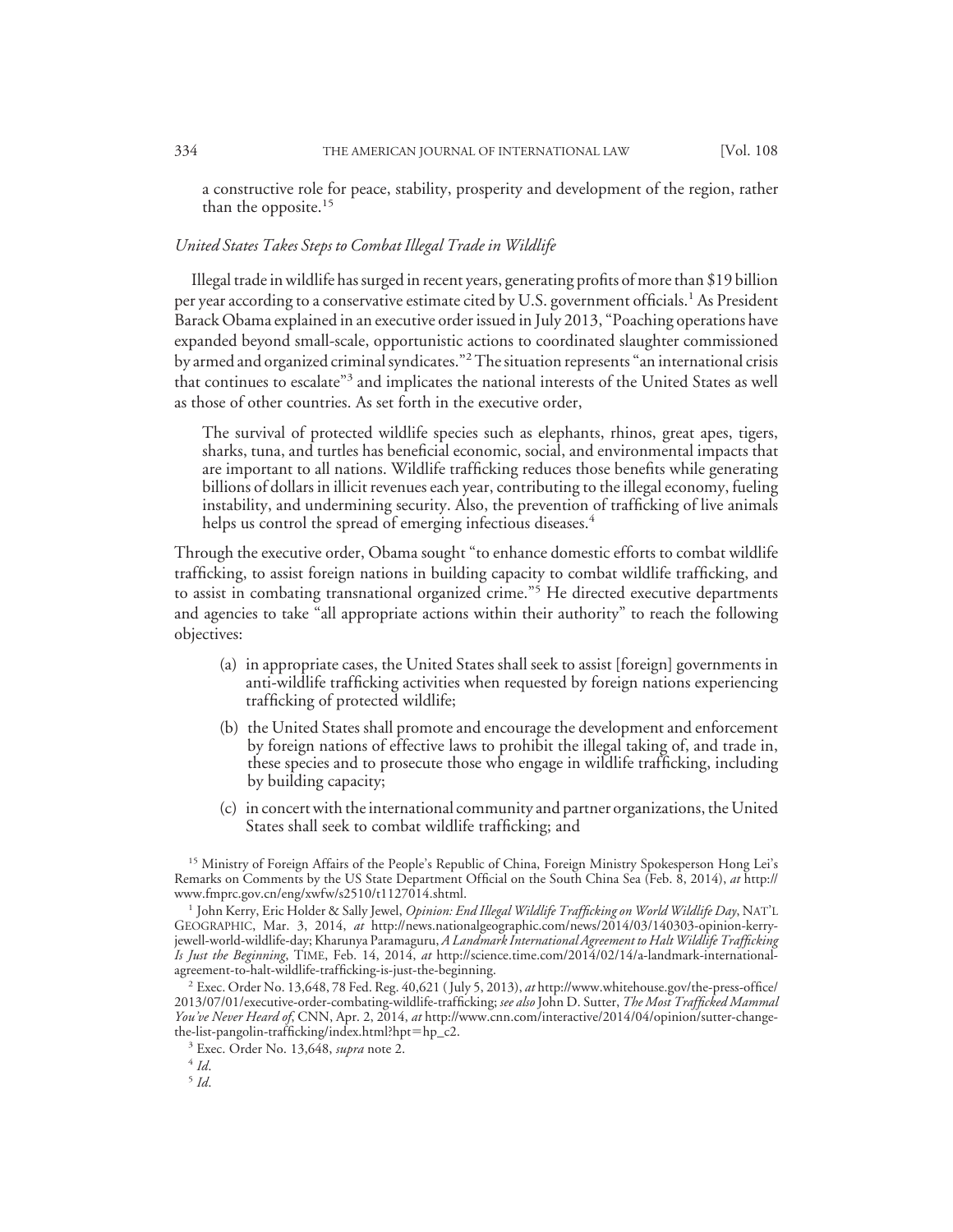a constructive role for peace, stability, prosperity and development of the region, rather than the opposite.[15]

### *United States Takes Steps to Combat Illegal Trade in Wildlife*

Illegal trade in wildlife has surged in recent years, generating profits of more than $19 billion per year according to a conservative estimate cited by U.S. government officials.[1] As President Barack Obama explained in an executive order issued in July 2013, "Poaching operations have expanded beyond small-scale, opportunistic actions to coordinated slaughter commissioned by armed and organized criminal syndicates."[2] The situation represents "an international crisis that continues to escalate"[3] and implicates the national interests of the United States as well as those of other countries. As set forth in the executive order,

> The survival of protected wildlife species such as elephants, rhinos, great apes, tigers, sharks, tuna, and turtles has beneficial economic, social, and environmental impacts that are important to all nations. Wildlife trafficking reduces those benefits while generating billions of dollars in illicit revenues each year, contributing to the illegal economy, fueling instability, and undermining security. Also, the prevention of trafficking of live animals helps us control the spread of emerging infectious diseases.[4]

Through the executive order, Obama sought "to enhance domestic efforts to combat wildlife trafficking, to assist foreign nations in building capacity to combat wildlife trafficking, and to assist in combating transnational organized crime."[5] He directed executive departments and agencies to take "all appropriate actions within their authority" to reach the following objectives:

> (a) in appropriate cases, the United States shall seek to assist [foreign] governments in anti-wildlife trafficking activities when requested by foreign nations experiencing trafficking of protected wildlife;
>
> (b) the United States shall promote and encourage the development and enforcement by foreign nations of effective laws to prohibit the illegal taking of, and trade in, these species and to prosecute those who engage in wildlife trafficking, including by building capacity;
>
> (c) in concert with the international community and partner organizations, the United States shall seek to combat wildlife trafficking; and

---

[15] Ministry of Foreign Affairs of the People's Republic of China, Foreign Ministry Spokesperson Hong Lei's Remarks on Comments by the US State Department Official on the South China Sea (Feb. 8, 2014), *at* http://www.fmprc.gov.cn/eng/xwfw/s2510/t1127014.shtml.

[1] John Kerry, Eric Holder & Sally Jewel, *Opinion: End Illegal Wildlife Trafficking on World Wildlife Day*, NAT'L GEOGRAPHIC, Mar. 3, 2014, *at* http://news.nationalgeographic.com/news/2014/03/140303-opinion-kerry-jewell-world-wildlife-day; Kharunya Paramaguru, *A Landmark International Agreement to Halt Wildlife Trafficking Is Just the Beginning*, TIME, Feb. 14, 2014, *at* http://science.time.com/2014/02/14/a-landmark-international-agreement-to-halt-wildlife-trafficking-is-just-the-beginning.

[2] Exec. Order No. 13,648, 78 Fed. Reg. 40,621 (July 5, 2013), *at* http://www.whitehouse.gov/the-press-office/2013/07/01/executive-order-combating-wildlife-trafficking; *see also* John D. Sutter, *The Most Trafficked Mammal You've Never Heard of*, CNN, Apr. 2, 2014, *at* http://www.cnn.com/interactive/2014/04/opinion/sutter-change-the-list-pangolin-trafficking/index.html?hpt=hp_c2.

[3] Exec. Order No. 13,648, *supra* note 2.

[4] *Id*.

[5] *Id*.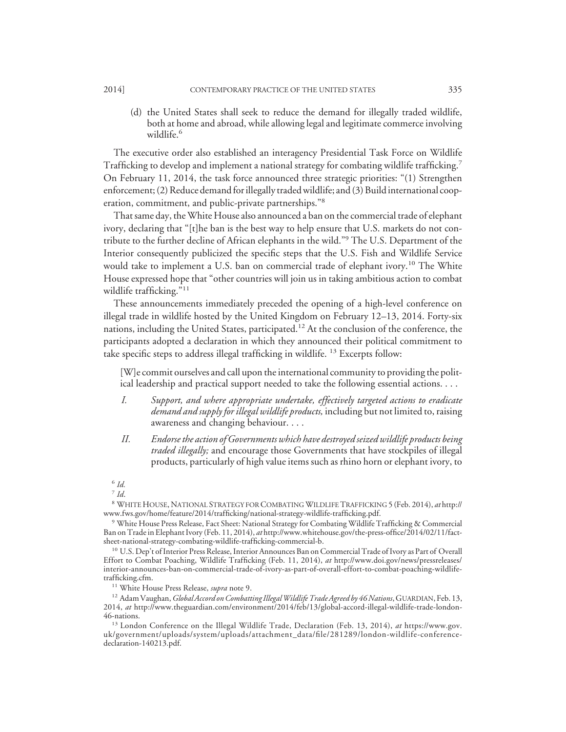(d) the United States shall seek to reduce the demand for illegally traded wildlife, both at home and abroad, while allowing legal and legitimate commerce involving wildlife.[6]

The executive order also established an interagency Presidential Task Force on Wildlife Trafficking to develop and implement a national strategy for combating wildlife trafficking.[7] On February 11, 2014, the task force announced three strategic priorities: "(1) Strengthen enforcement; (2) Reduce demand for illegally traded wildlife; and (3) Build international cooperation, commitment, and public-private partnerships."[8]

That same day, the White House also announced a ban on the commercial trade of elephant ivory, declaring that "[t]he ban is the best way to help ensure that U.S. markets do not contribute to the further decline of African elephants in the wild."[9] The U.S. Department of the Interior consequently publicized the specific steps that the U.S. Fish and Wildlife Service would take to implement a U.S. ban on commercial trade of elephant ivory.[10] The White House expressed hope that "other countries will join us in taking ambitious action to combat wildlife trafficking."[11]

These announcements immediately preceded the opening of a high-level conference on illegal trade in wildlife hosted by the United Kingdom on February 12–13, 2014. Forty-six nations, including the United States, participated.[12] At the conclusion of the conference, the participants adopted a declaration in which they announced their political commitment to take specific steps to address illegal trafficking in wildlife.[13] Excerpts follow:

> [W]e commit ourselves and call upon the international community to providing the political leadership and practical support needed to take the following essential actions. . . .
>
> I. *Support, and where appropriate undertake, effectively targeted actions to eradicate demand and supply for illegal wildlife products,* including but not limited to, raising awareness and changing behaviour. . . .
>
> II. *Endorse the action of Governments which have destroyed seized wildlife products being traded illegally;* and encourage those Governments that have stockpiles of illegal products, particularly of high value items such as rhino horn or elephant ivory, to

[6] *Id.*

[7] *Id.*

[8] WHITE HOUSE, NATIONAL STRATEGY FOR COMBATING WILDLIFE TRAFFICKING 5 (Feb. 2014), *at* http://www.fws.gov/home/feature/2014/trafficking/national-strategy-wildlife-trafficking.pdf.

[9] White House Press Release, Fact Sheet: National Strategy for Combating Wildlife Trafficking & Commercial Ban on Trade in Elephant Ivory (Feb. 11, 2014), *at* http://www.whitehouse.gov/the-press-office/2014/02/11/fact-sheet-national-strategy-combating-wildlife-trafficking-commercial-b.

[10] U.S. Dep't of Interior Press Release, Interior Announces Ban on Commercial Trade of Ivory as Part of Overall Effort to Combat Poaching, Wildlife Trafficking (Feb. 11, 2014), *at* http://www.doi.gov/news/pressreleases/interior-announces-ban-on-commercial-trade-of-ivory-as-part-of-overall-effort-to-combat-poaching-wildlife-trafficking.cfm.

[11] White House Press Release, *supra* note 9.

[12] Adam Vaughan, *Global Accord on Combatting Illegal Wildlife Trade Agreed by 46 Nations*, GUARDIAN, Feb. 13, 2014, *at* http://www.theguardian.com/environment/2014/feb/13/global-accord-illegal-wildlife-trade-london-46-nations.

[13] London Conference on the Illegal Wildlife Trade, Declaration (Feb. 13, 2014), *at* https://www.gov.uk/government/uploads/system/uploads/attachment_data/file/281289/london-wildlife-conference-declaration-140213.pdf.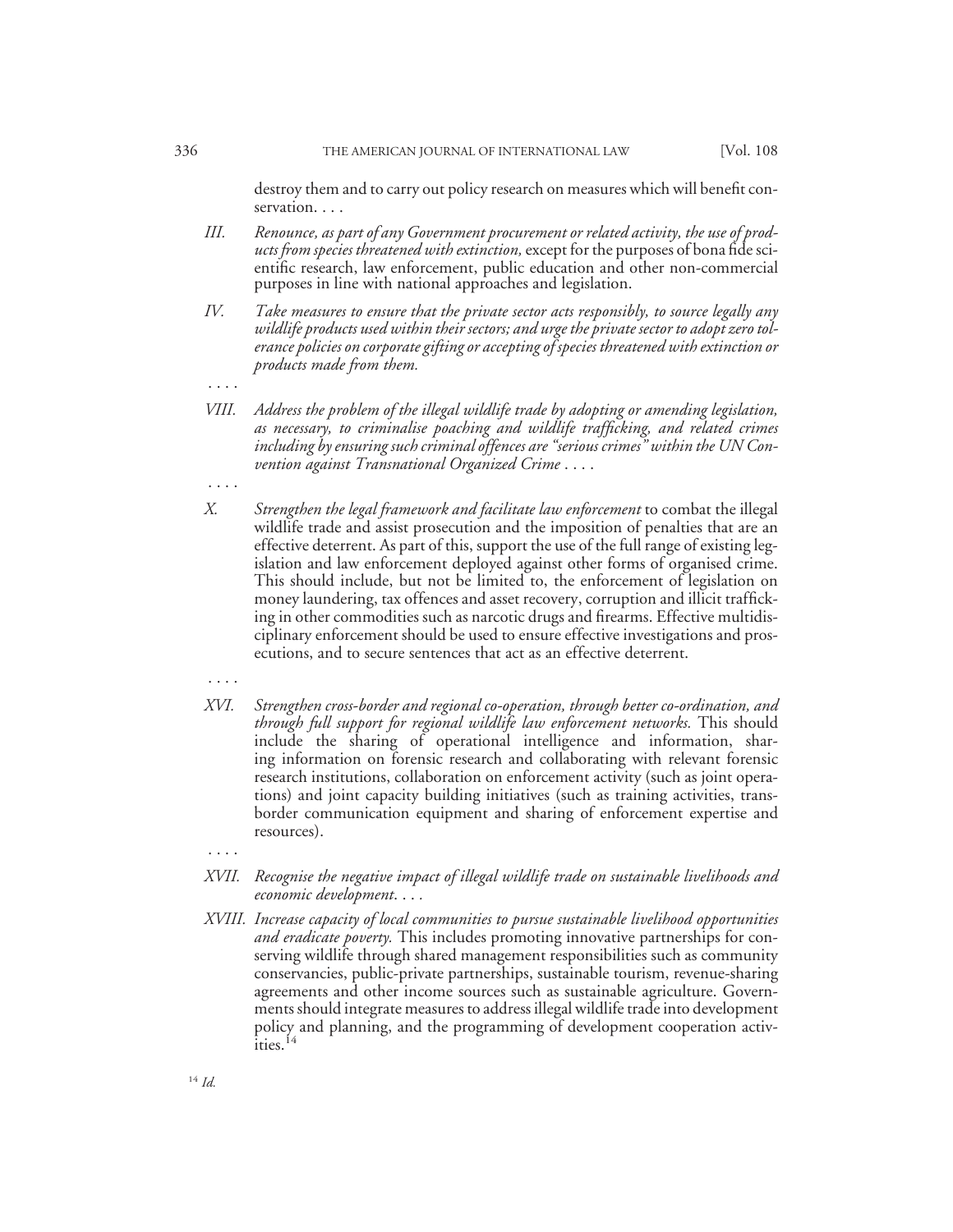destroy them and to carry out policy research on measures which will benefit conservation. . . .

III. *Renounce, as part of any Government procurement or related activity, the use of products from species threatened with extinction,* except for the purposes of bona fide scientific research, law enforcement, public education and other non-commercial purposes in line with national approaches and legislation.

IV. *Take measures to ensure that the private sector acts responsibly, to source legally any wildlife products used within their sectors; and urge the private sector to adopt zero tolerance policies on corporate gifting or accepting of species threatened with extinction or products made from them.*

. . . .

VIII. *Address the problem of the illegal wildlife trade by adopting or amending legislation, as necessary, to criminalise poaching and wildlife trafficking, and related crimes including by ensuring such criminal offences are "serious crimes" within the UN Convention against Transnational Organized Crime* . . . .

. . . .

X. *Strengthen the legal framework and facilitate law enforcement* to combat the illegal wildlife trade and assist prosecution and the imposition of penalties that are an effective deterrent. As part of this, support the use of the full range of existing legislation and law enforcement deployed against other forms of organised crime. This should include, but not be limited to, the enforcement of legislation on money laundering, tax offences and asset recovery, corruption and illicit trafficking in other commodities such as narcotic drugs and firearms. Effective multidisciplinary enforcement should be used to ensure effective investigations and prosecutions, and to secure sentences that act as an effective deterrent.

. . . .

XVI. *Strengthen cross-border and regional co-operation, through better co-ordination, and through full support for regional wildlife law enforcement networks.* This should include the sharing of operational intelligence and information, sharing information on forensic research and collaborating with relevant forensic research institutions, collaboration on enforcement activity (such as joint operations) and joint capacity building initiatives (such as training activities, trans-border communication equipment and sharing of enforcement expertise and resources).

. . . .

XVII. *Recognise the negative impact of illegal wildlife trade on sustainable livelihoods and economic development*. . . .

XVIII. *Increase capacity of local communities to pursue sustainable livelihood opportunities and eradicate poverty.* This includes promoting innovative partnerships for conserving wildlife through shared management responsibilities such as community conservancies, public-private partnerships, sustainable tourism, revenue-sharing agreements and other income sources such as sustainable agriculture. Governments should integrate measures to address illegal wildlife trade into development policy and planning, and the programming of development cooperation activities.[14]

[14] *Id.*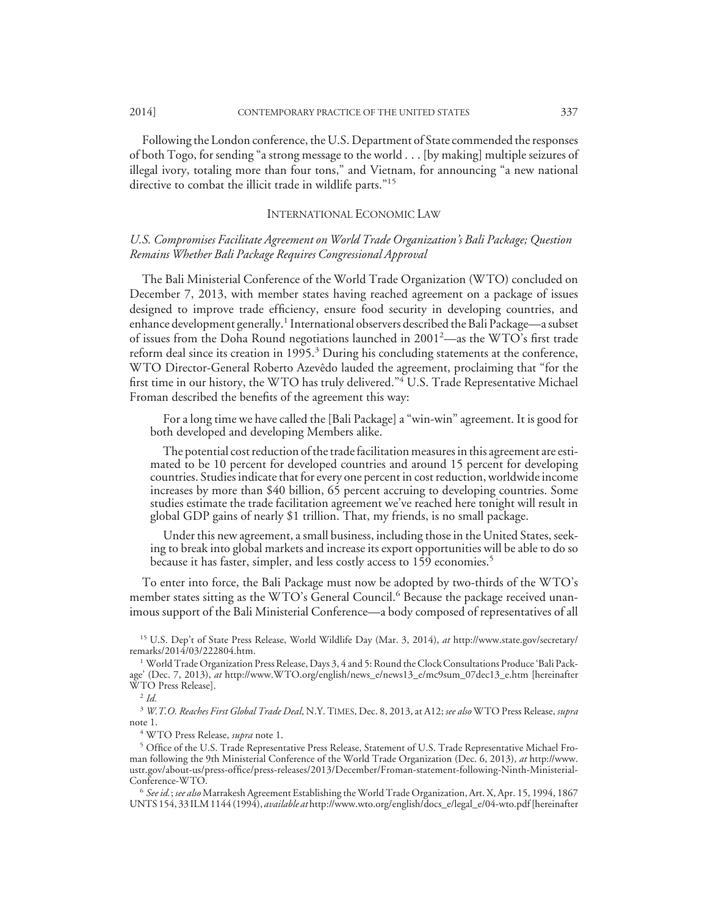Following the London conference, the U.S. Department of State commended the responses of both Togo, for sending "a strong message to the world . . . [by making] multiple seizures of illegal ivory, totaling more than four tons," and Vietnam, for announcing "a new national directive to combat the illicit trade in wildlife parts."[15]

## INTERNATIONAL ECONOMIC LAW

### *U.S. Compromises Facilitate Agreement on World Trade Organization's Bali Package; Question Remains Whether Bali Package Requires Congressional Approval*

The Bali Ministerial Conference of the World Trade Organization (WTO) concluded on December 7, 2013, with member states having reached agreement on a package of issues designed to improve trade efficiency, ensure food security in developing countries, and enhance development generally.[1] International observers described the Bali Package—a subset of issues from the Doha Round negotiations launched in 2001[2]—as the WTO's first trade reform deal since its creation in 1995.[3] During his concluding statements at the conference, WTO Director-General Roberto Azevêdo lauded the agreement, proclaiming that "for the first time in our history, the WTO has truly delivered."[4] U.S. Trade Representative Michael Froman described the benefits of the agreement this way:

> For a long time we have called the [Bali Package] a "win-win" agreement. It is good for both developed and developing Members alike.
>
> The potential cost reduction of the trade facilitation measures in this agreement are estimated to be 10 percent for developed countries and around 15 percent for developing countries. Studies indicate that for every one percent in cost reduction, worldwide income increases by more than $40 billion, 65 percent accruing to developing countries. Some studies estimate the trade facilitation agreement we've reached here tonight will result in global GDP gains of nearly $1 trillion. That, my friends, is no small package.
>
> Under this new agreement, a small business, including those in the United States, seeking to break into global markets and increase its export opportunities will be able to do so because it has faster, simpler, and less costly access to 159 economies.[5]

To enter into force, the Bali Package must now be adopted by two-thirds of the WTO's member states sitting as the WTO's General Council.[6] Because the package received unanimous support of the Bali Ministerial Conference—a body composed of representatives of all

---

[15] U.S. Dep't of State Press Release, World Wildlife Day (Mar. 3, 2014), *at* http://www.state.gov/secretary/remarks/2014/03/222804.htm.

[1] World Trade Organization Press Release, Days 3, 4 and 5: Round the Clock Consultations Produce 'Bali Package' (Dec. 7, 2013), *at* http://www.WTO.org/english/news_e/news13_e/mc9sum_07dec13_e.htm [hereinafter WTO Press Release].

[2] *Id.*

[3] *W.T.O. Reaches First Global Trade Deal*, N.Y. TIMES, Dec. 8, 2013, at A12; *see also* WTO Press Release, *supra* note 1.

[4] WTO Press Release, *supra* note 1.

[5] Office of the U.S. Trade Representative Press Release, Statement of U.S. Trade Representative Michael Froman following the 9th Ministerial Conference of the World Trade Organization (Dec. 6, 2013), *at* http://www.ustr.gov/about-us/press-office/press-releases/2013/December/Froman-statement-following-Ninth-Ministerial-Conference-WTO.

[6] *See id.*; *see also* Marrakesh Agreement Establishing the World Trade Organization, Art. X, Apr. 15, 1994, 1867 UNTS 154, 33 ILM 1144 (1994), *available at* http://www.wto.org/english/docs_e/legal_e/04-wto.pdf [hereinafter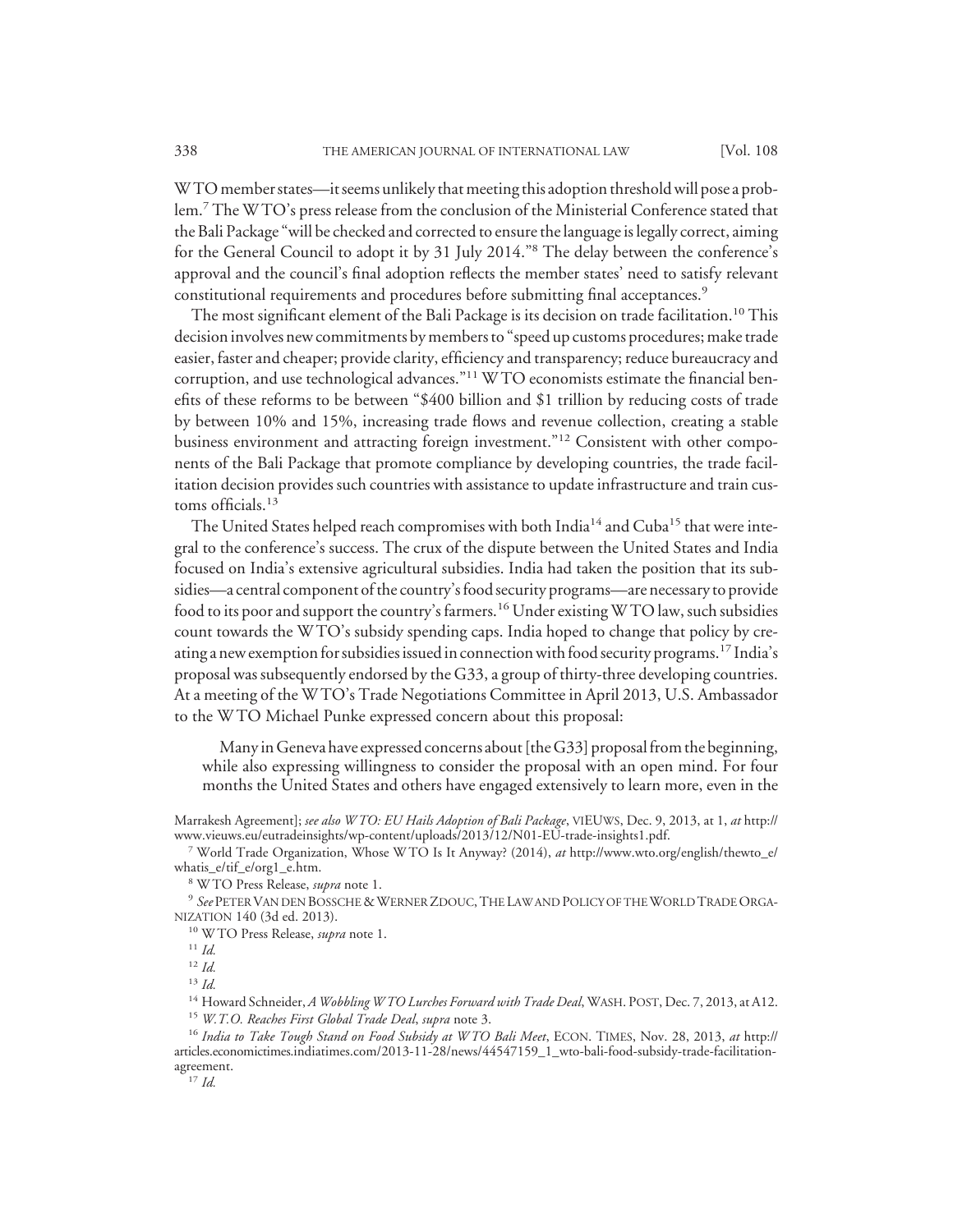WTO member states—it seems unlikely that meeting this adoption threshold will pose a problem.[7] The WTO's press release from the conclusion of the Ministerial Conference stated that the Bali Package "will be checked and corrected to ensure the language is legally correct, aiming for the General Council to adopt it by 31 July 2014."[8] The delay between the conference's approval and the council's final adoption reflects the member states' need to satisfy relevant constitutional requirements and procedures before submitting final acceptances.[9]

The most significant element of the Bali Package is its decision on trade facilitation.[10] This decision involves new commitments by members to "speed up customs procedures; make trade easier, faster and cheaper; provide clarity, efficiency and transparency; reduce bureaucracy and corruption, and use technological advances."[11] WTO economists estimate the financial benefits of these reforms to be between "$400 billion and $1 trillion by reducing costs of trade by between 10% and 15%, increasing trade flows and revenue collection, creating a stable business environment and attracting foreign investment."[12] Consistent with other components of the Bali Package that promote compliance by developing countries, the trade facilitation decision provides such countries with assistance to update infrastructure and train customs officials.[13]

The United States helped reach compromises with both India[14] and Cuba[15] that were integral to the conference's success. The crux of the dispute between the United States and India focused on India's extensive agricultural subsidies. India had taken the position that its subsidies—a central component of the country's food security programs—are necessary to provide food to its poor and support the country's farmers.[16] Under existing WTO law, such subsidies count towards the WTO's subsidy spending caps. India hoped to change that policy by creating a new exemption for subsidies issued in connection with food security programs.[17] India's proposal was subsequently endorsed by the G33, a group of thirty-three developing countries. At a meeting of the WTO's Trade Negotiations Committee in April 2013, U.S. Ambassador to the WTO Michael Punke expressed concern about this proposal:

> Many in Geneva have expressed concerns about [the G33] proposal from the beginning, while also expressing willingness to consider the proposal with an open mind. For four months the United States and others have engaged extensively to learn more, even in the

Marrakesh Agreement]; *see also WTO: EU Hails Adoption of Bali Package*, VIEUWS, Dec. 9, 2013, at 1, *at* http://www.vieuws.eu/eutradeinsights/wp-content/uploads/2013/12/N01-EU-trade-insights1.pdf.

[7] World Trade Organization, Whose WTO Is It Anyway? (2014), *at* http://www.wto.org/english/thewto_e/whatis_e/tif_e/org1_e.htm.

[8] WTO Press Release, *supra* note 1.

[9] *See* PETER VAN DEN BOSSCHE & WERNER ZDOUC, THE LAW AND POLICY OF THE WORLD TRADE ORGANIZATION 140 (3d ed. 2013).

[10] WTO Press Release, *supra* note 1.

[11] *Id.*

[12] *Id.*

[13] *Id.*

[14] Howard Schneider, *A Wobbling WTO Lurches Forward with Trade Deal*, WASH. POST, Dec. 7, 2013, at A12.

[15] *W.T.O. Reaches First Global Trade Deal*, *supra* note 3.

[16] *India to Take Tough Stand on Food Subsidy at WTO Bali Meet*, ECON. TIMES, Nov. 28, 2013, *at* http://articles.economictimes.indiatimes.com/2013-11-28/news/44547159_1_wto-bali-food-subsidy-trade-facilitation-agreement.

[17] *Id.*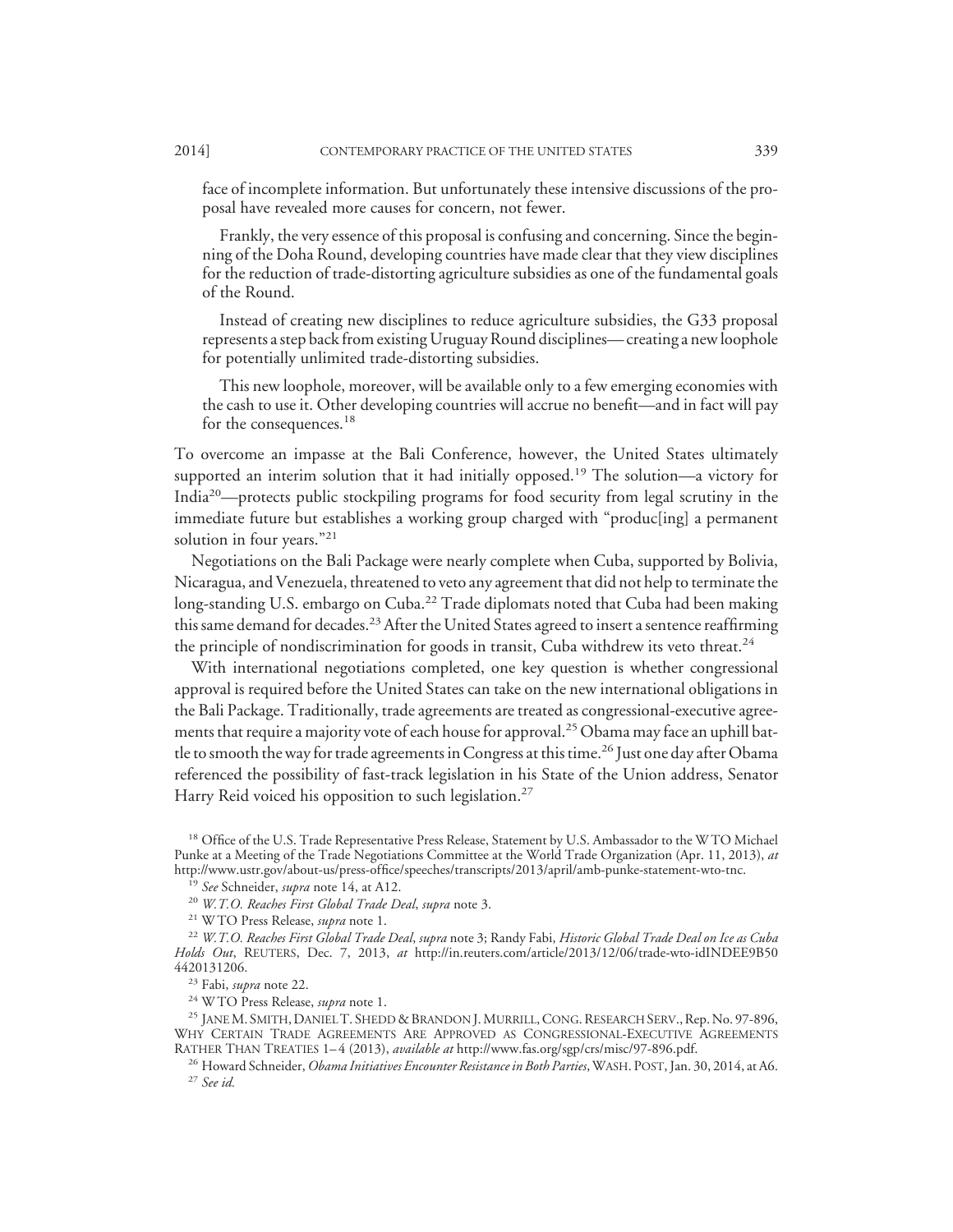face of incomplete information. But unfortunately these intensive discussions of the proposal have revealed more causes for concern, not fewer.

> Frankly, the very essence of this proposal is confusing and concerning. Since the beginning of the Doha Round, developing countries have made clear that they view disciplines for the reduction of trade-distorting agriculture subsidies as one of the fundamental goals of the Round.
>
> Instead of creating new disciplines to reduce agriculture subsidies, the G33 proposal represents a step back from existing Uruguay Round disciplines—creating a new loophole for potentially unlimited trade-distorting subsidies.
>
> This new loophole, moreover, will be available only to a few emerging economies with the cash to use it. Other developing countries will accrue no benefit—and in fact will pay for the consequences.[18]

To overcome an impasse at the Bali Conference, however, the United States ultimately supported an interim solution that it had initially opposed.[19] The solution—a victory for India[20]—protects public stockpiling programs for food security from legal scrutiny in the immediate future but establishes a working group charged with "produc[ing] a permanent solution in four years."[21]

Negotiations on the Bali Package were nearly complete when Cuba, supported by Bolivia, Nicaragua, and Venezuela, threatened to veto any agreement that did not help to terminate the long-standing U.S. embargo on Cuba.[22] Trade diplomats noted that Cuba had been making this same demand for decades.[23] After the United States agreed to insert a sentence reaffirming the principle of nondiscrimination for goods in transit, Cuba withdrew its veto threat.[24]

With international negotiations completed, one key question is whether congressional approval is required before the United States can take on the new international obligations in the Bali Package. Traditionally, trade agreements are treated as congressional-executive agreements that require a majority vote of each house for approval.[25] Obama may face an uphill battle to smooth the way for trade agreements in Congress at this time.[26] Just one day after Obama referenced the possibility of fast-track legislation in his State of the Union address, Senator Harry Reid voiced his opposition to such legislation.[27]

[18] Office of the U.S. Trade Representative Press Release, Statement by U.S. Ambassador to the WTO Michael Punke at a Meeting of the Trade Negotiations Committee at the World Trade Organization (Apr. 11, 2013), *at* http://www.ustr.gov/about-us/press-office/speeches/transcripts/2013/april/amb-punke-statement-wto-tnc.

[19] *See* Schneider, *supra* note 14, at A12.

[20] *W.T.O. Reaches First Global Trade Deal*, *supra* note 3.

[21] WTO Press Release, *supra* note 1.

[22] *W.T.O. Reaches First Global Trade Deal*, *supra* note 3; Randy Fabi, *Historic Global Trade Deal on Ice as Cuba Holds Out*, REUTERS, Dec. 7, 2013, *at* http://in.reuters.com/article/2013/12/06/trade-wto-idINDEE9B50 4420131206.

[23] Fabi, *supra* note 22.

[24] WTO Press Release, *supra* note 1.

[25] JANE M. SMITH, DANIEL T. SHEDD & BRANDON J. MURRILL, CONG. RESEARCH SERV., Rep. No. 97-896, WHY CERTAIN TRADE AGREEMENTS ARE APPROVED AS CONGRESSIONAL-EXECUTIVE AGREEMENTS RATHER THAN TREATIES 1–4 (2013), *available at* http://www.fas.org/sgp/crs/misc/97-896.pdf.

[26] Howard Schneider, *Obama Initiatives Encounter Resistance in Both Parties*, WASH. POST, Jan. 30, 2014, at A6.

[27] *See id.*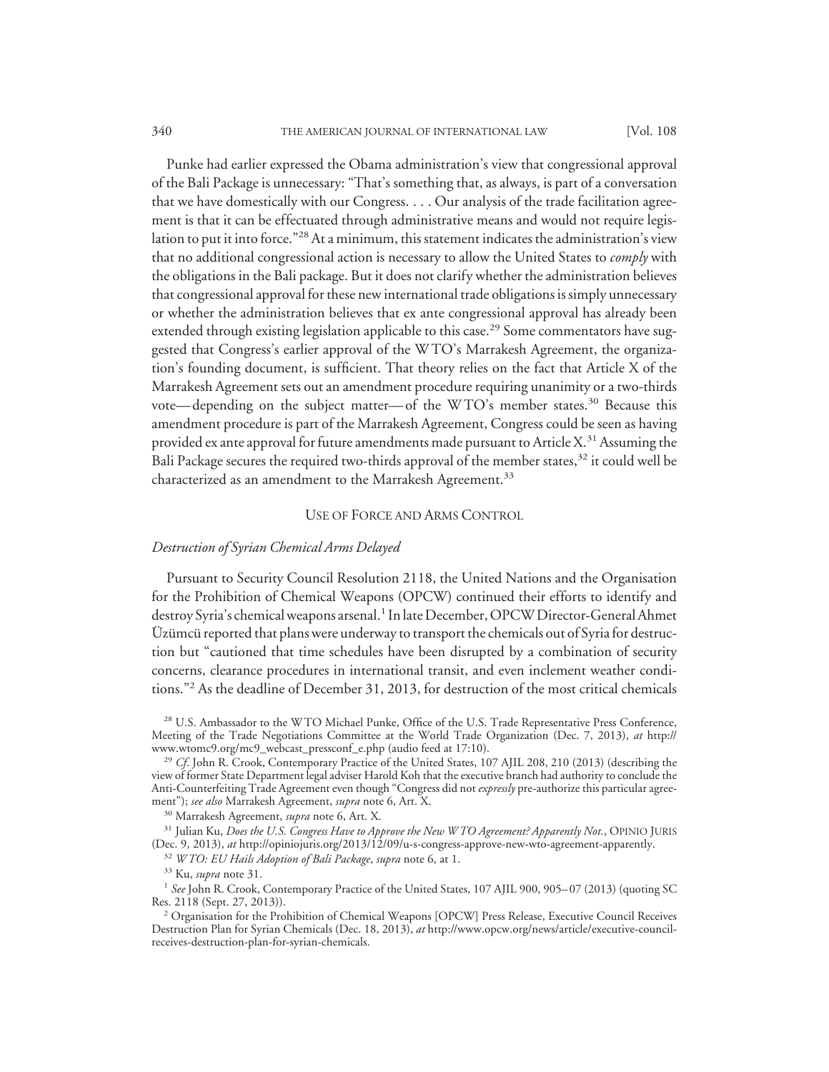Punke had earlier expressed the Obama administration's view that congressional approval of the Bali Package is unnecessary: "That's something that, as always, is part of a conversation that we have domestically with our Congress. . . . Our analysis of the trade facilitation agreement is that it can be effectuated through administrative means and would not require legislation to put it into force."[28] At a minimum, this statement indicates the administration's view that no additional congressional action is necessary to allow the United States to *comply* with the obligations in the Bali package. But it does not clarify whether the administration believes that congressional approval for these new international trade obligations is simply unnecessary or whether the administration believes that ex ante congressional approval has already been extended through existing legislation applicable to this case.[29] Some commentators have suggested that Congress's earlier approval of the WTO's Marrakesh Agreement, the organization's founding document, is sufficient. That theory relies on the fact that Article X of the Marrakesh Agreement sets out an amendment procedure requiring unanimity or a two-thirds vote—depending on the subject matter—of the WTO's member states.[30] Because this amendment procedure is part of the Marrakesh Agreement, Congress could be seen as having provided ex ante approval for future amendments made pursuant to Article X.[31] Assuming the Bali Package secures the required two-thirds approval of the member states,[32] it could well be characterized as an amendment to the Marrakesh Agreement.[33]

## USE OF FORCE AND ARMS CONTROL

### *Destruction of Syrian Chemical Arms Delayed*

Pursuant to Security Council Resolution 2118, the United Nations and the Organisation for the Prohibition of Chemical Weapons (OPCW) continued their efforts to identify and destroy Syria's chemical weapons arsenal.[1] In late December, OPCW Director-General Ahmet Üzümcü reported that plans were underway to transport the chemicals out of Syria for destruction but "cautioned that time schedules have been disrupted by a combination of security concerns, clearance procedures in international transit, and even inclement weather conditions."[2] As the deadline of December 31, 2013, for destruction of the most critical chemicals

[28] U.S. Ambassador to the WTO Michael Punke, Office of the U.S. Trade Representative Press Conference, Meeting of the Trade Negotiations Committee at the World Trade Organization (Dec. 7, 2013), *at* http://www.wtomc9.org/mc9_webcast_pressconf_e.php (audio feed at 17:10).

[29] *Cf.* John R. Crook, Contemporary Practice of the United States, 107 AJIL 208, 210 (2013) (describing the view of former State Department legal adviser Harold Koh that the executive branch had authority to conclude the Anti-Counterfeiting Trade Agreement even though "Congress did not *expressly* pre-authorize this particular agreement"); *see also* Marrakesh Agreement, *supra* note 6, Art. X.

[30] Marrakesh Agreement, *supra* note 6, Art. X.

[31] Julian Ku, *Does the U.S. Congress Have to Approve the New WTO Agreement? Apparently Not.*, OPINIO JURIS (Dec. 9, 2013), *at* http://opiniojuris.org/2013/12/09/u-s-congress-approve-new-wto-agreement-apparently.

[32] *WTO: EU Hails Adoption of Bali Package*, *supra* note 6, at 1.

[33] Ku, *supra* note 31.

[1] *See* John R. Crook, Contemporary Practice of the United States, 107 AJIL 900, 905–07 (2013) (quoting SC Res. 2118 (Sept. 27, 2013)).

[2] Organisation for the Prohibition of Chemical Weapons [OPCW] Press Release, Executive Council Receives Destruction Plan for Syrian Chemicals (Dec. 18, 2013), *at* http://www.opcw.org/news/article/executive-council-receives-destruction-plan-for-syrian-chemicals.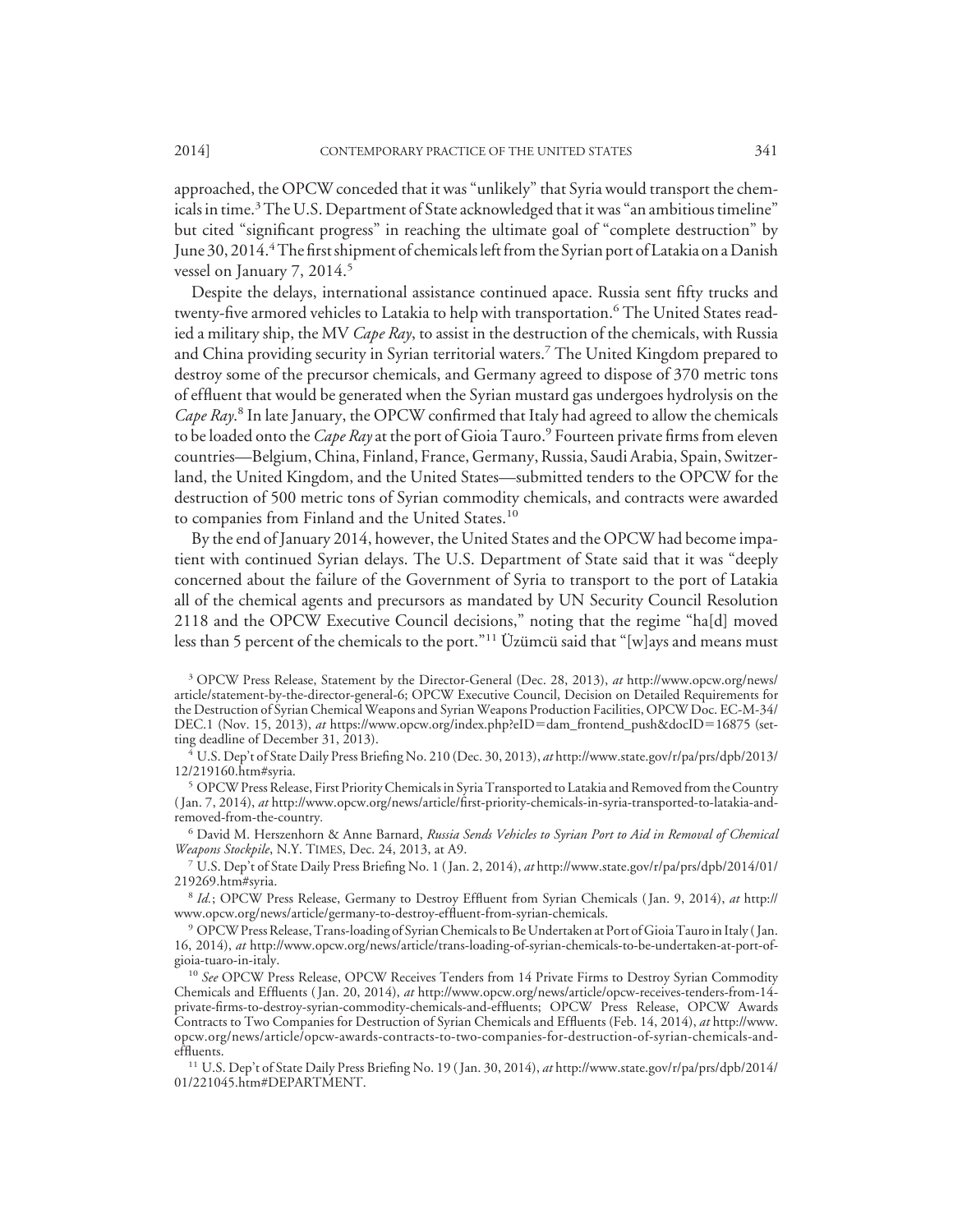approached, the OPCW conceded that it was "unlikely" that Syria would transport the chemicals in time.[3] The U.S. Department of State acknowledged that it was "an ambitious timeline" but cited "significant progress" in reaching the ultimate goal of "complete destruction" by June 30, 2014.[4] The first shipment of chemicals left from the Syrian port of Latakia on a Danish vessel on January 7, 2014.[5]

Despite the delays, international assistance continued apace. Russia sent fifty trucks and twenty-five armored vehicles to Latakia to help with transportation.[6] The United States readied a military ship, the MV *Cape Ray*, to assist in the destruction of the chemicals, with Russia and China providing security in Syrian territorial waters.[7] The United Kingdom prepared to destroy some of the precursor chemicals, and Germany agreed to dispose of 370 metric tons of effluent that would be generated when the Syrian mustard gas undergoes hydrolysis on the *Cape Ray*.[8] In late January, the OPCW confirmed that Italy had agreed to allow the chemicals to be loaded onto the *Cape Ray* at the port of Gioia Tauro.[9] Fourteen private firms from eleven countries—Belgium, China, Finland, France, Germany, Russia, Saudi Arabia, Spain, Switzerland, the United Kingdom, and the United States—submitted tenders to the OPCW for the destruction of 500 metric tons of Syrian commodity chemicals, and contracts were awarded to companies from Finland and the United States.[10]

By the end of January 2014, however, the United States and the OPCW had become impatient with continued Syrian delays. The U.S. Department of State said that it was "deeply concerned about the failure of the Government of Syria to transport to the port of Latakia all of the chemical agents and precursors as mandated by UN Security Council Resolution 2118 and the OPCW Executive Council decisions," noting that the regime "ha[d] moved less than 5 percent of the chemicals to the port."[11] Üzümcü said that "[w]ays and means must

[3] OPCW Press Release, Statement by the Director-General (Dec. 28, 2013), *at* http://www.opcw.org/news/article/statement-by-the-director-general-6; OPCW Executive Council, Decision on Detailed Requirements for the Destruction of Syrian Chemical Weapons and Syrian Weapons Production Facilities, OPCW Doc. EC-M-34/DEC.1 (Nov. 15, 2013), *at* https://www.opcw.org/index.php?eID=dam_frontend_push&docID=16875 (setting deadline of December 31, 2013).

[4] U.S. Dep't of State Daily Press Briefing No. 210 (Dec. 30, 2013), *at* http://www.state.gov/r/pa/prs/dpb/2013/12/219160.htm#syria.

[5] OPCW Press Release, First Priority Chemicals in Syria Transported to Latakia and Removed from the Country (Jan. 7, 2014), *at* http://www.opcw.org/news/article/first-priority-chemicals-in-syria-transported-to-latakia-and-removed-from-the-country.

[6] David M. Herszenhorn & Anne Barnard, *Russia Sends Vehicles to Syrian Port to Aid in Removal of Chemical Weapons Stockpile*, N.Y. TIMES, Dec. 24, 2013, at A9.

[7] U.S. Dep't of State Daily Press Briefing No. 1 (Jan. 2, 2014), *at* http://www.state.gov/r/pa/prs/dpb/2014/01/219269.htm#syria.

[8] *Id.*; OPCW Press Release, Germany to Destroy Effluent from Syrian Chemicals (Jan. 9, 2014), *at* http://www.opcw.org/news/article/germany-to-destroy-effluent-from-syrian-chemicals.

[9] OPCW Press Release, Trans-loading of Syrian Chemicals to Be Undertaken at Port of Gioia Tauro in Italy (Jan. 16, 2014), *at* http://www.opcw.org/news/article/trans-loading-of-syrian-chemicals-to-be-undertaken-at-port-of-gioia-tuaro-in-italy.

[10] *See* OPCW Press Release, OPCW Receives Tenders from 14 Private Firms to Destroy Syrian Commodity Chemicals and Effluents (Jan. 20, 2014), *at* http://www.opcw.org/news/article/opcw-receives-tenders-from-14-private-firms-to-destroy-syrian-commodity-chemicals-and-effluents; OPCW Press Release, OPCW Awards Contracts to Two Companies for Destruction of Syrian Chemicals and Effluents (Feb. 14, 2014), *at* http://www.opcw.org/news/article/opcw-awards-contracts-to-two-companies-for-destruction-of-syrian-chemicals-and-effluents.

[11] U.S. Dep't of State Daily Press Briefing No. 19 (Jan. 30, 2014), *at* http://www.state.gov/r/pa/prs/dpb/2014/01/221045.htm#DEPARTMENT.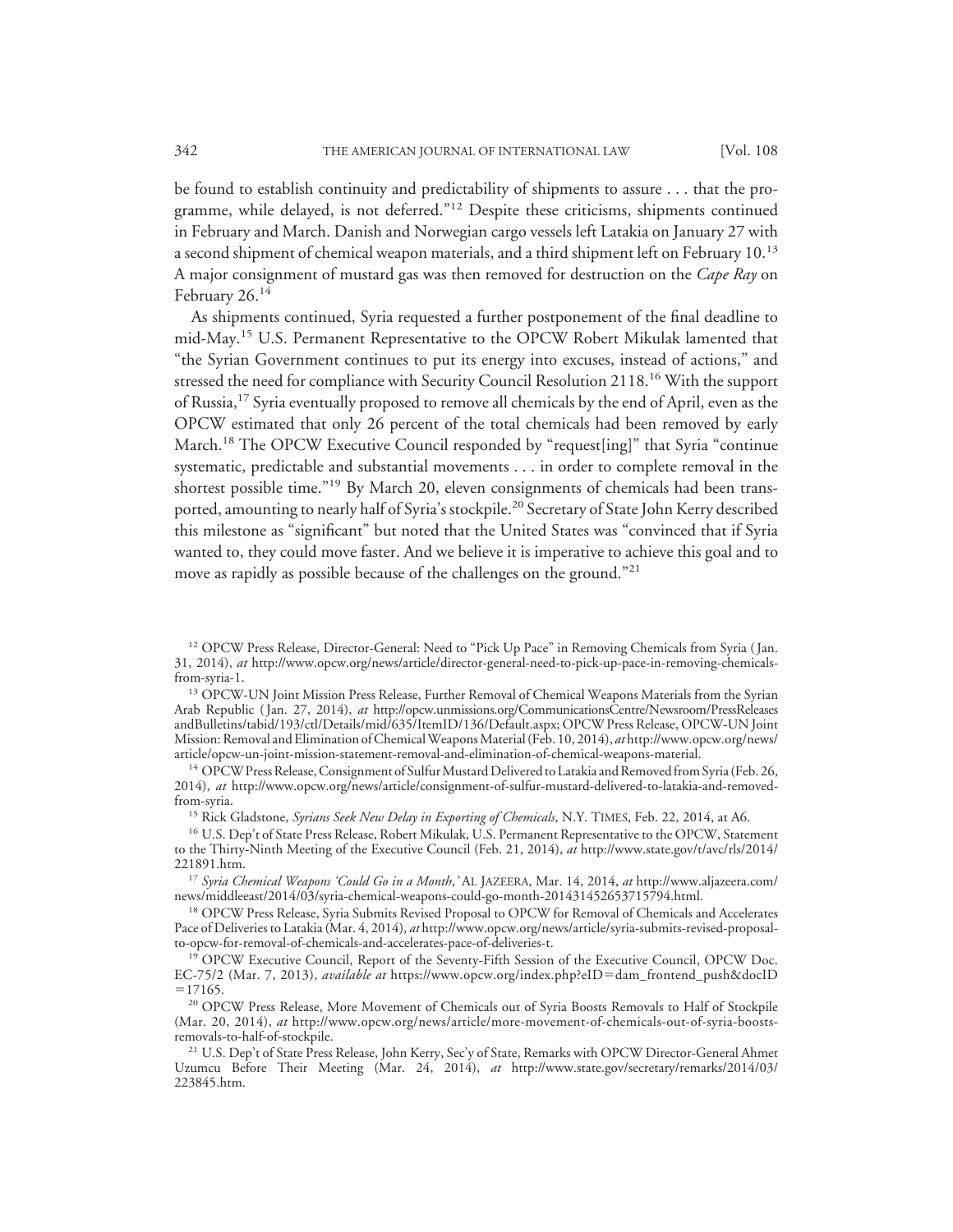be found to establish continuity and predictability of shipments to assure . . . that the programme, while delayed, is not deferred."[12] Despite these criticisms, shipments continued in February and March. Danish and Norwegian cargo vessels left Latakia on January 27 with a second shipment of chemical weapon materials, and a third shipment left on February 10.[13] A major consignment of mustard gas was then removed for destruction on the *Cape Ray* on February 26.[14]

As shipments continued, Syria requested a further postponement of the final deadline to mid-May.[15] U.S. Permanent Representative to the OPCW Robert Mikulak lamented that "the Syrian Government continues to put its energy into excuses, instead of actions," and stressed the need for compliance with Security Council Resolution 2118.[16] With the support of Russia,[17] Syria eventually proposed to remove all chemicals by the end of April, even as the OPCW estimated that only 26 percent of the total chemicals had been removed by early March.[18] The OPCW Executive Council responded by "request[ing]" that Syria "continue systematic, predictable and substantial movements . . . in order to complete removal in the shortest possible time."[19] By March 20, eleven consignments of chemicals had been transported, amounting to nearly half of Syria's stockpile.[20] Secretary of State John Kerry described this milestone as "significant" but noted that the United States was "convinced that if Syria wanted to, they could move faster. And we believe it is imperative to achieve this goal and to move as rapidly as possible because of the challenges on the ground."[21]

---

[12] OPCW Press Release, Director-General: Need to "Pick Up Pace" in Removing Chemicals from Syria (Jan. 31, 2014), *at* http://www.opcw.org/news/article/director-general-need-to-pick-up-pace-in-removing-chemicals-from-syria-1.

[13] OPCW-UN Joint Mission Press Release, Further Removal of Chemical Weapons Materials from the Syrian Arab Republic (Jan. 27, 2014), *at* http://opcw.unmissions.org/CommunicationsCentre/Newsroom/PressReleasesandBulletins/tabid/193/ctl/Details/mid/635/ItemID/136/Default.aspx; OPCW Press Release, OPCW-UN Joint Mission: Removal and Elimination of Chemical Weapons Material (Feb. 10, 2014), *at* http://www.opcw.org/news/article/opcw-un-joint-mission-statement-removal-and-elimination-of-chemical-weapons-material.

[14] OPCW Press Release, Consignment of Sulfur Mustard Delivered to Latakia and Removed from Syria (Feb. 26, 2014), *at* http://www.opcw.org/news/article/consignment-of-sulfur-mustard-delivered-to-latakia-and-removed-from-syria.

[15] Rick Gladstone, *Syrians Seek New Delay in Exporting of Chemicals*, N.Y. TIMES, Feb. 22, 2014, at A6.

[16] U.S. Dep't of State Press Release, Robert Mikulak, U.S. Permanent Representative to the OPCW, Statement to the Thirty-Ninth Meeting of the Executive Council (Feb. 21, 2014), *at* http://www.state.gov/t/avc/rls/2014/221891.htm.

[17] *Syria Chemical Weapons 'Could Go in a Month,'* AL JAZEERA, Mar. 14, 2014, *at* http://www.aljazeera.com/news/middleeast/2014/03/syria-chemical-weapons-could-go-month-201431452653715794.html.

[18] OPCW Press Release, Syria Submits Revised Proposal to OPCW for Removal of Chemicals and Accelerates Pace of Deliveries to Latakia (Mar. 4, 2014), *at* http://www.opcw.org/news/article/syria-submits-revised-proposal-to-opcw-for-removal-of-chemicals-and-accelerates-pace-of-deliveries-t.

[19] OPCW Executive Council, Report of the Seventy-Fifth Session of the Executive Council, OPCW Doc. EC-75/2 (Mar. 7, 2013), *available at* https://www.opcw.org/index.php?eID=dam_frontend_push&docID=17165.

[20] OPCW Press Release, More Movement of Chemicals out of Syria Boosts Removals to Half of Stockpile (Mar. 20, 2014), *at* http://www.opcw.org/news/article/more-movement-of-chemicals-out-of-syria-boosts-removals-to-half-of-stockpile.

[21] U.S. Dep't of State Press Release, John Kerry, Sec'y of State, Remarks with OPCW Director-General Ahmet Uzumcu Before Their Meeting (Mar. 24, 2014), *at* http://www.state.gov/secretary/remarks/2014/03/223845.htm.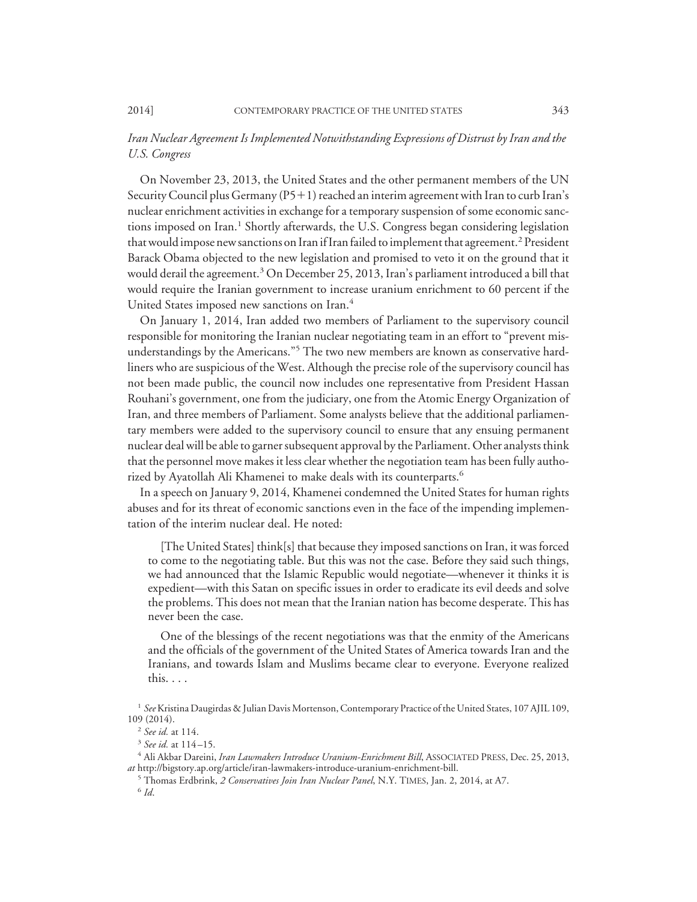*Iran Nuclear Agreement Is Implemented Notwithstanding Expressions of Distrust by Iran and the U.S. Congress*

On November 23, 2013, the United States and the other permanent members of the UN Security Council plus Germany (P5+1) reached an interim agreement with Iran to curb Iran's nuclear enrichment activities in exchange for a temporary suspension of some economic sanctions imposed on Iran.[1] Shortly afterwards, the U.S. Congress began considering legislation that would impose new sanctions on Iran if Iran failed to implement that agreement.[2] President Barack Obama objected to the new legislation and promised to veto it on the ground that it would derail the agreement.[3] On December 25, 2013, Iran's parliament introduced a bill that would require the Iranian government to increase uranium enrichment to 60 percent if the United States imposed new sanctions on Iran.[4]

On January 1, 2014, Iran added two members of Parliament to the supervisory council responsible for monitoring the Iranian nuclear negotiating team in an effort to "prevent misunderstandings by the Americans."[5] The two new members are known as conservative hardliners who are suspicious of the West. Although the precise role of the supervisory council has not been made public, the council now includes one representative from President Hassan Rouhani's government, one from the judiciary, one from the Atomic Energy Organization of Iran, and three members of Parliament. Some analysts believe that the additional parliamentary members were added to the supervisory council to ensure that any ensuing permanent nuclear deal will be able to garner subsequent approval by the Parliament. Other analysts think that the personnel move makes it less clear whether the negotiation team has been fully authorized by Ayatollah Ali Khamenei to make deals with its counterparts.[6]

In a speech on January 9, 2014, Khamenei condemned the United States for human rights abuses and for its threat of economic sanctions even in the face of the impending implementation of the interim nuclear deal. He noted:

> [The United States] think[s] that because they imposed sanctions on Iran, it was forced to come to the negotiating table. But this was not the case. Before they said such things, we had announced that the Islamic Republic would negotiate—whenever it thinks it is expedient—with this Satan on specific issues in order to eradicate its evil deeds and solve the problems. This does not mean that the Iranian nation has become desperate. This has never been the case.
>
> One of the blessings of the recent negotiations was that the enmity of the Americans and the officials of the government of the United States of America towards Iran and the Iranians, and towards Islam and Muslims became clear to everyone. Everyone realized this. . . .

[1] *See* Kristina Daugirdas & Julian Davis Mortenson, Contemporary Practice of the United States, 107 AJIL 109, 109 (2014).

[2] *See id.* at 114.

[3] *See id.* at 114–15.

[4] Ali Akbar Dareini, *Iran Lawmakers Introduce Uranium-Enrichment Bill*, ASSOCIATED PRESS, Dec. 25, 2013, *at* http://bigstory.ap.org/article/iran-lawmakers-introduce-uranium-enrichment-bill.

[5] Thomas Erdbrink, *2 Conservatives Join Iran Nuclear Panel*, N.Y. TIMES, Jan. 2, 2014, at A7.

[6] *Id.*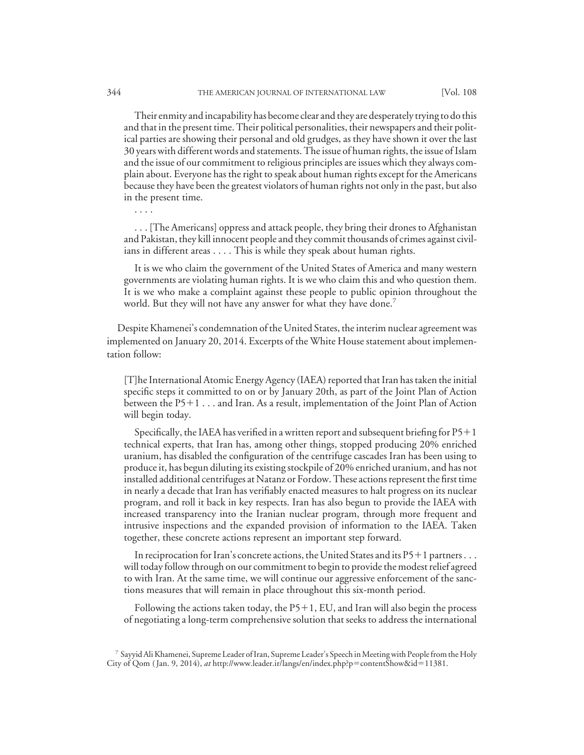> Their enmity and incapability has become clear and they are desperately trying to do this and that in the present time. Their political personalities, their newspapers and their political parties are showing their personal and old grudges, as they have shown it over the last 30 years with different words and statements. The issue of human rights, the issue of Islam and the issue of our commitment to religious principles are issues which they always complain about. Everyone has the right to speak about human rights except for the Americans because they have been the greatest violators of human rights not only in the past, but also in the present time.
>
> . . . .
>
> . . . [The Americans] oppress and attack people, they bring their drones to Afghanistan and Pakistan, they kill innocent people and they commit thousands of crimes against civilians in different areas . . . . This is while they speak about human rights.
>
> It is we who claim the government of the United States of America and many western governments are violating human rights. It is we who claim this and who question them. It is we who make a complaint against these people to public opinion throughout the world. But they will not have any answer for what they have done.[7]

Despite Khamenei's condemnation of the United States, the interim nuclear agreement was implemented on January 20, 2014. Excerpts of the White House statement about implementation follow:

> [T]he International Atomic Energy Agency (IAEA) reported that Iran has taken the initial specific steps it committed to on or by January 20th, as part of the Joint Plan of Action between the P5+1 . . . and Iran. As a result, implementation of the Joint Plan of Action will begin today.
>
> Specifically, the IAEA has verified in a written report and subsequent briefing for P5+1 technical experts, that Iran has, among other things, stopped producing 20% enriched uranium, has disabled the configuration of the centrifuge cascades Iran has been using to produce it, has begun diluting its existing stockpile of 20% enriched uranium, and has not installed additional centrifuges at Natanz or Fordow. These actions represent the first time in nearly a decade that Iran has verifiably enacted measures to halt progress on its nuclear program, and roll it back in key respects. Iran has also begun to provide the IAEA with increased transparency into the Iranian nuclear program, through more frequent and intrusive inspections and the expanded provision of information to the IAEA. Taken together, these concrete actions represent an important step forward.
>
> In reciprocation for Iran's concrete actions, the United States and its P5+1 partners . . . will today follow through on our commitment to begin to provide the modest relief agreed to with Iran. At the same time, we will continue our aggressive enforcement of the sanctions measures that will remain in place throughout this six-month period.
>
> Following the actions taken today, the P5+1, EU, and Iran will also begin the process of negotiating a long-term comprehensive solution that seeks to address the international

[7] Sayyid Ali Khamenei, Supreme Leader of Iran, Supreme Leader's Speech in Meeting with People from the Holy City of Qom (Jan. 9, 2014), *at* http://www.leader.ir/langs/en/index.php?p=contentShow&id=11381.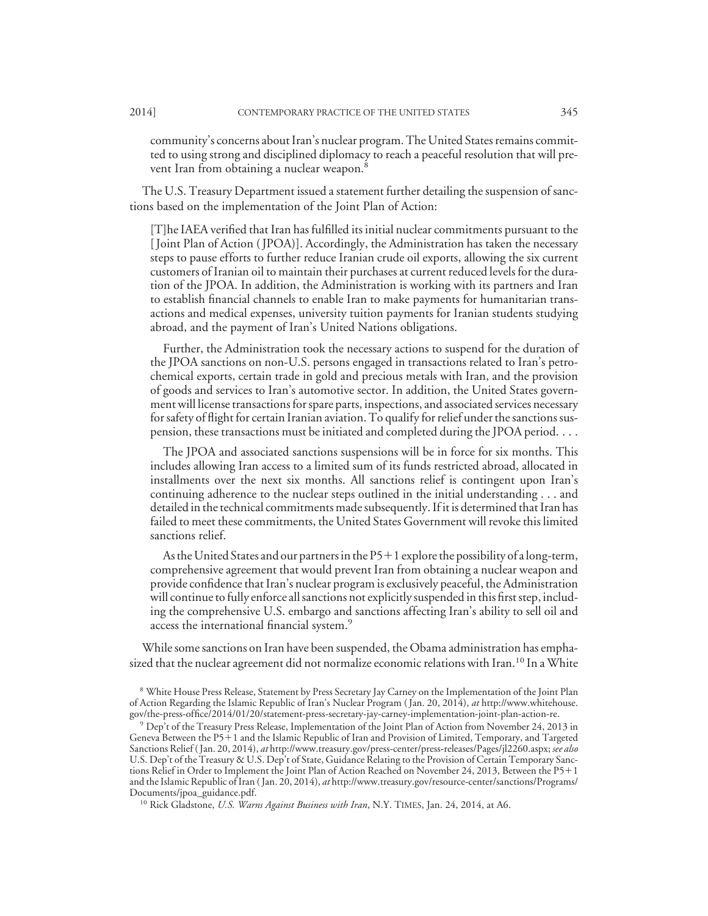community's concerns about Iran's nuclear program. The United States remains committed to using strong and disciplined diplomacy to reach a peaceful resolution that will prevent Iran from obtaining a nuclear weapon.[8]

The U.S. Treasury Department issued a statement further detailing the suspension of sanctions based on the implementation of the Joint Plan of Action:

> [T]he IAEA verified that Iran has fulfilled its initial nuclear commitments pursuant to the [Joint Plan of Action (JPOA)]. Accordingly, the Administration has taken the necessary steps to pause efforts to further reduce Iranian crude oil exports, allowing the six current customers of Iranian oil to maintain their purchases at current reduced levels for the duration of the JPOA. In addition, the Administration is working with its partners and Iran to establish financial channels to enable Iran to make payments for humanitarian transactions and medical expenses, university tuition payments for Iranian students studying abroad, and the payment of Iran's United Nations obligations.
>
> Further, the Administration took the necessary actions to suspend for the duration of the JPOA sanctions on non-U.S. persons engaged in transactions related to Iran's petrochemical exports, certain trade in gold and precious metals with Iran, and the provision of goods and services to Iran's automotive sector. In addition, the United States government will license transactions for spare parts, inspections, and associated services necessary for safety of flight for certain Iranian aviation. To qualify for relief under the sanctions suspension, these transactions must be initiated and completed during the JPOA period. . . .
>
> The JPOA and associated sanctions suspensions will be in force for six months. This includes allowing Iran access to a limited sum of its funds restricted abroad, allocated in installments over the next six months. All sanctions relief is contingent upon Iran's continuing adherence to the nuclear steps outlined in the initial understanding . . . and detailed in the technical commitments made subsequently. If it is determined that Iran has failed to meet these commitments, the United States Government will revoke this limited sanctions relief.
>
> As the United States and our partners in the P5+1 explore the possibility of a long-term, comprehensive agreement that would prevent Iran from obtaining a nuclear weapon and provide confidence that Iran's nuclear program is exclusively peaceful, the Administration will continue to fully enforce all sanctions not explicitly suspended in this first step, including the comprehensive U.S. embargo and sanctions affecting Iran's ability to sell oil and access the international financial system.[9]

While some sanctions on Iran have been suspended, the Obama administration has emphasized that the nuclear agreement did not normalize economic relations with Iran.[10] In a White

---

[8] White House Press Release, Statement by Press Secretary Jay Carney on the Implementation of the Joint Plan of Action Regarding the Islamic Republic of Iran's Nuclear Program (Jan. 20, 2014), *at* http://www.whitehouse.gov/the-press-office/2014/01/20/statement-press-secretary-jay-carney-implementation-joint-plan-action-re.

[9] Dep't of the Treasury Press Release, Implementation of the Joint Plan of Action from November 24, 2013 in Geneva Between the P5+1 and the Islamic Republic of Iran and Provision of Limited, Temporary, and Targeted Sanctions Relief (Jan. 20, 2014), *at* http://www.treasury.gov/press-center/press-releases/Pages/jl2260.aspx; *see also* U.S. Dep't of the Treasury & U.S. Dep't of State, Guidance Relating to the Provision of Certain Temporary Sanctions Relief in Order to Implement the Joint Plan of Action Reached on November 24, 2013, Between the P5+1 and the Islamic Republic of Iran (Jan. 20, 2014), *at* http://www.treasury.gov/resource-center/sanctions/Programs/Documents/jpoa_guidance.pdf.

[10] Rick Gladstone, *U.S. Warns Against Business with Iran*, N.Y. TIMES, Jan. 24, 2014, at A6.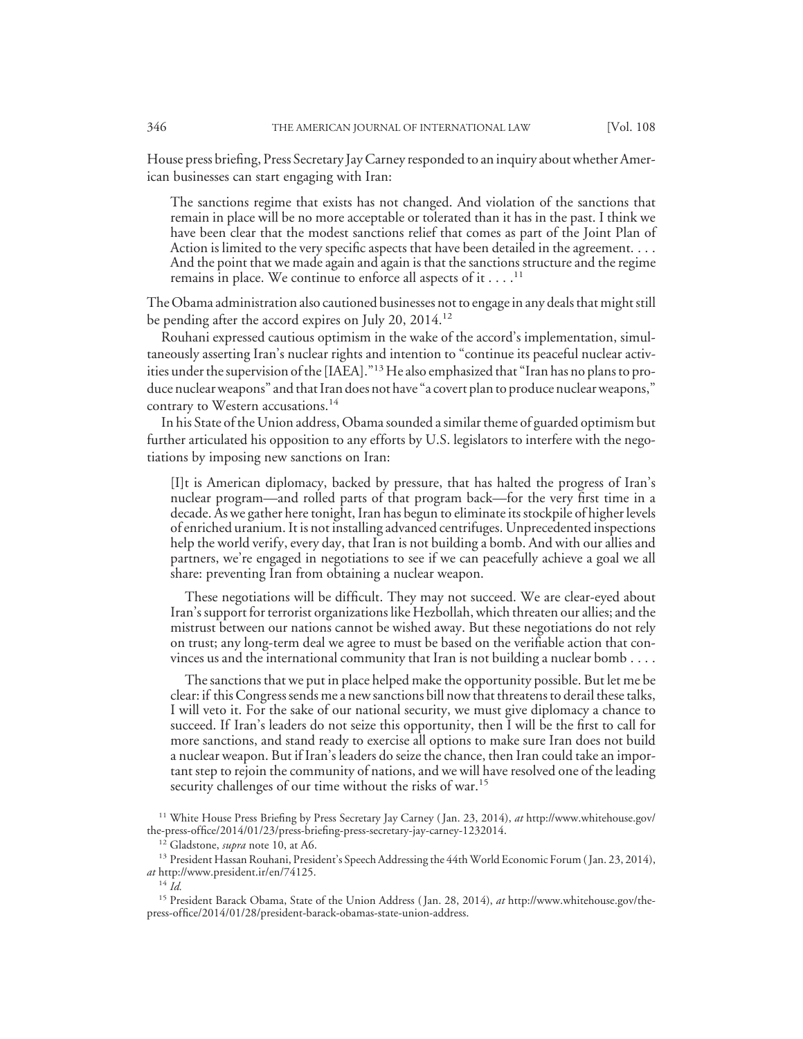House press briefing, Press Secretary Jay Carney responded to an inquiry about whether American businesses can start engaging with Iran:

> The sanctions regime that exists has not changed. And violation of the sanctions that remain in place will be no more acceptable or tolerated than it has in the past. I think we have been clear that the modest sanctions relief that comes as part of the Joint Plan of Action is limited to the very specific aspects that have been detailed in the agreement. . . . And the point that we made again and again is that the sanctions structure and the regime remains in place. We continue to enforce all aspects of it . . . .[11]

The Obama administration also cautioned businesses not to engage in any deals that might still be pending after the accord expires on July 20, 2014.[12]

Rouhani expressed cautious optimism in the wake of the accord's implementation, simultaneously asserting Iran's nuclear rights and intention to "continue its peaceful nuclear activities under the supervision of the [IAEA]."[13] He also emphasized that "Iran has no plans to produce nuclear weapons" and that Iran does not have "a covert plan to produce nuclear weapons," contrary to Western accusations.[14]

In his State of the Union address, Obama sounded a similar theme of guarded optimism but further articulated his opposition to any efforts by U.S. legislators to interfere with the negotiations by imposing new sanctions on Iran:

> [I]t is American diplomacy, backed by pressure, that has halted the progress of Iran's nuclear program—and rolled parts of that program back—for the very first time in a decade. As we gather here tonight, Iran has begun to eliminate its stockpile of higher levels of enriched uranium. It is not installing advanced centrifuges. Unprecedented inspections help the world verify, every day, that Iran is not building a bomb. And with our allies and partners, we're engaged in negotiations to see if we can peacefully achieve a goal we all share: preventing Iran from obtaining a nuclear weapon.
>
> These negotiations will be difficult. They may not succeed. We are clear-eyed about Iran's support for terrorist organizations like Hezbollah, which threaten our allies; and the mistrust between our nations cannot be wished away. But these negotiations do not rely on trust; any long-term deal we agree to must be based on the verifiable action that convinces us and the international community that Iran is not building a nuclear bomb . . . .
>
> The sanctions that we put in place helped make the opportunity possible. But let me be clear: if this Congress sends me a new sanctions bill now that threatens to derail these talks, I will veto it. For the sake of our national security, we must give diplomacy a chance to succeed. If Iran's leaders do not seize this opportunity, then I will be the first to call for more sanctions, and stand ready to exercise all options to make sure Iran does not build a nuclear weapon. But if Iran's leaders do seize the chance, then Iran could take an important step to rejoin the community of nations, and we will have resolved one of the leading security challenges of our time without the risks of war.[15]

[11] White House Press Briefing by Press Secretary Jay Carney (Jan. 23, 2014), *at* http://www.whitehouse.gov/the-press-office/2014/01/23/press-briefing-press-secretary-jay-carney-1232014.

[12] Gladstone, *supra* note 10, at A6.

[13] President Hassan Rouhani, President's Speech Addressing the 44th World Economic Forum (Jan. 23, 2014), *at* http://www.president.ir/en/74125.

[14] *Id.*

[15] President Barack Obama, State of the Union Address (Jan. 28, 2014), *at* http://www.whitehouse.gov/the-press-office/2014/01/28/president-barack-obamas-state-union-address.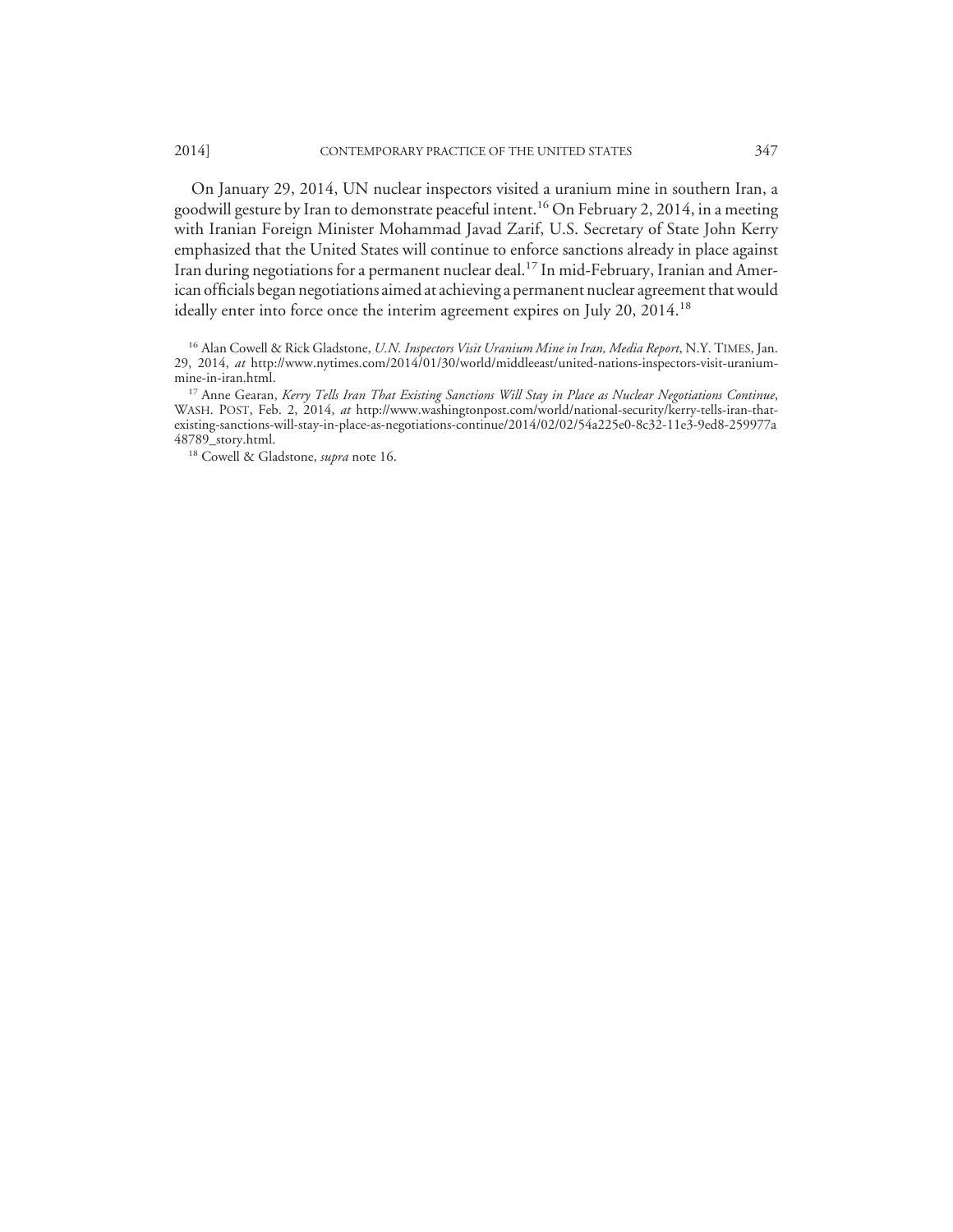On January 29, 2014, UN nuclear inspectors visited a uranium mine in southern Iran, a goodwill gesture by Iran to demonstrate peaceful intent.[16] On February 2, 2014, in a meeting with Iranian Foreign Minister Mohammad Javad Zarif, U.S. Secretary of State John Kerry emphasized that the United States will continue to enforce sanctions already in place against Iran during negotiations for a permanent nuclear deal.[17] In mid-February, Iranian and American officials began negotiations aimed at achieving a permanent nuclear agreement that would ideally enter into force once the interim agreement expires on July 20, 2014.[18]

[16] Alan Cowell & Rick Gladstone, *U.N. Inspectors Visit Uranium Mine in Iran, Media Report*, N.Y. TIMES, Jan. 29, 2014, *at* http://www.nytimes.com/2014/01/30/world/middleeast/united-nations-inspectors-visit-uranium-mine-in-iran.html.

[17] Anne Gearan, *Kerry Tells Iran That Existing Sanctions Will Stay in Place as Nuclear Negotiations Continue*, WASH. POST, Feb. 2, 2014, *at* http://www.washingtonpost.com/world/national-security/kerry-tells-iran-that-existing-sanctions-will-stay-in-place-as-negotiations-continue/2014/02/02/54a225e0-8c32-11e3-9ed8-259977a48789_story.html.

[18] Cowell & Gladstone, *supra* note 16.